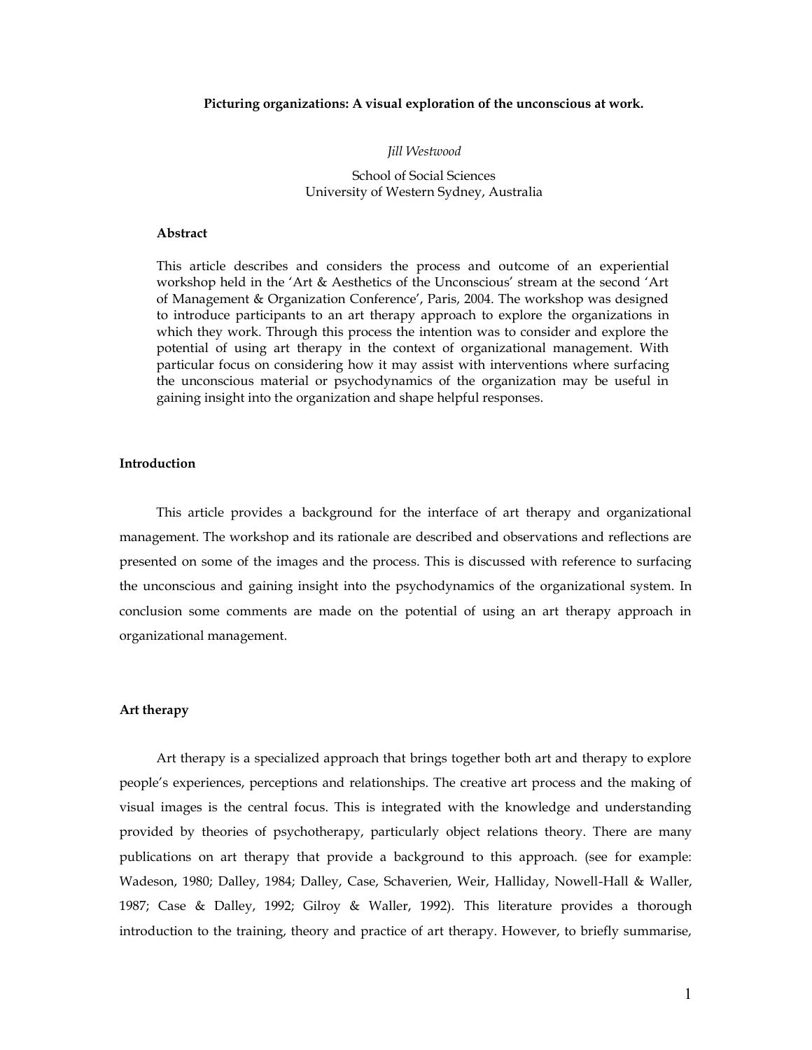# Picturing organizations: A visual exploration of the unconscious at work.

*Jill Westwood*

School of Social Sciences
University of Western Sydney, Australia

## Abstract

This article describes and considers the process and outcome of an experiential workshop held in the 'Art & Aesthetics of the Unconscious' stream at the second 'Art of Management & Organization Conference', Paris, 2004. The workshop was designed to introduce participants to an art therapy approach to explore the organizations in which they work. Through this process the intention was to consider and explore the potential of using art therapy in the context of organizational management. With particular focus on considering how it may assist with interventions where surfacing the unconscious material or psychodynamics of the organization may be useful in gaining insight into the organization and shape helpful responses.

## Introduction

This article provides a background for the interface of art therapy and organizational management. The workshop and its rationale are described and observations and reflections are presented on some of the images and the process. This is discussed with reference to surfacing the unconscious and gaining insight into the psychodynamics of the organizational system. In conclusion some comments are made on the potential of using an art therapy approach in organizational management.

## Art therapy

Art therapy is a specialized approach that brings together both art and therapy to explore people's experiences, perceptions and relationships. The creative art process and the making of visual images is the central focus. This is integrated with the knowledge and understanding provided by theories of psychotherapy, particularly object relations theory. There are many publications on art therapy that provide a background to this approach. (see for example: Wadeson, 1980; Dalley, 1984; Dalley, Case, Schaverien, Weir, Halliday, Nowell-Hall & Waller, 1987; Case & Dalley, 1992; Gilroy & Waller, 1992). This literature provides a thorough introduction to the training, theory and practice of art therapy. However, to briefly summarise,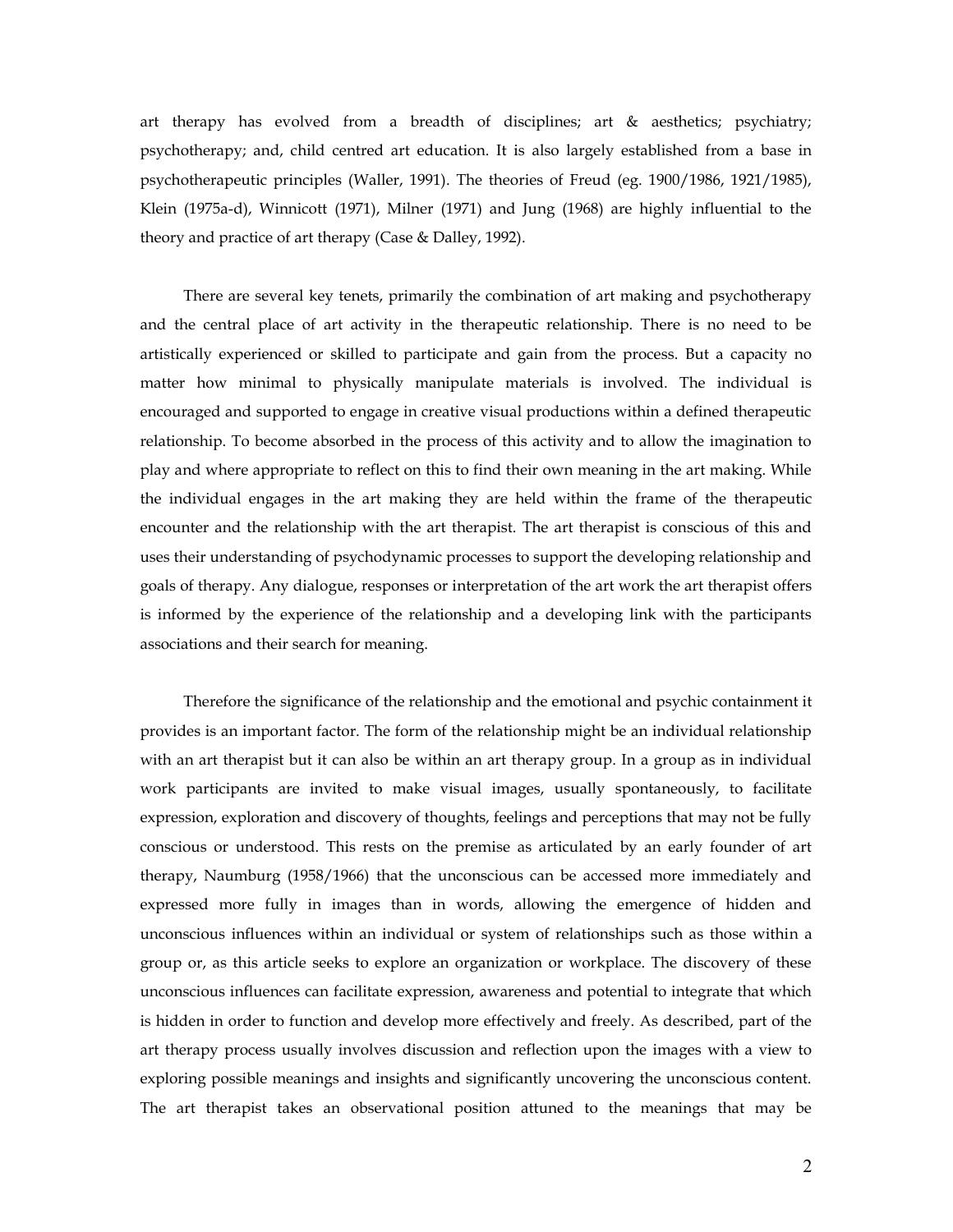art therapy has evolved from a breadth of disciplines; art & aesthetics; psychiatry; psychotherapy; and, child centred art education. It is also largely established from a base in psychotherapeutic principles (Waller, 1991). The theories of Freud (eg. 1900/1986, 1921/1985), Klein (1975a-d), Winnicott (1971), Milner (1971) and Jung (1968) are highly influential to the theory and practice of art therapy (Case & Dalley, 1992).

There are several key tenets, primarily the combination of art making and psychotherapy and the central place of art activity in the therapeutic relationship. There is no need to be artistically experienced or skilled to participate and gain from the process. But a capacity no matter how minimal to physically manipulate materials is involved. The individual is encouraged and supported to engage in creative visual productions within a defined therapeutic relationship. To become absorbed in the process of this activity and to allow the imagination to play and where appropriate to reflect on this to find their own meaning in the art making. While the individual engages in the art making they are held within the frame of the therapeutic encounter and the relationship with the art therapist. The art therapist is conscious of this and uses their understanding of psychodynamic processes to support the developing relationship and goals of therapy. Any dialogue, responses or interpretation of the art work the art therapist offers is informed by the experience of the relationship and a developing link with the participants associations and their search for meaning.

Therefore the significance of the relationship and the emotional and psychic containment it provides is an important factor. The form of the relationship might be an individual relationship with an art therapist but it can also be within an art therapy group. In a group as in individual work participants are invited to make visual images, usually spontaneously, to facilitate expression, exploration and discovery of thoughts, feelings and perceptions that may not be fully conscious or understood. This rests on the premise as articulated by an early founder of art therapy, Naumburg (1958/1966) that the unconscious can be accessed more immediately and expressed more fully in images than in words, allowing the emergence of hidden and unconscious influences within an individual or system of relationships such as those within a group or, as this article seeks to explore an organization or workplace. The discovery of these unconscious influences can facilitate expression, awareness and potential to integrate that which is hidden in order to function and develop more effectively and freely. As described, part of the art therapy process usually involves discussion and reflection upon the images with a view to exploring possible meanings and insights and significantly uncovering the unconscious content. The art therapist takes an observational position attuned to the meanings that may be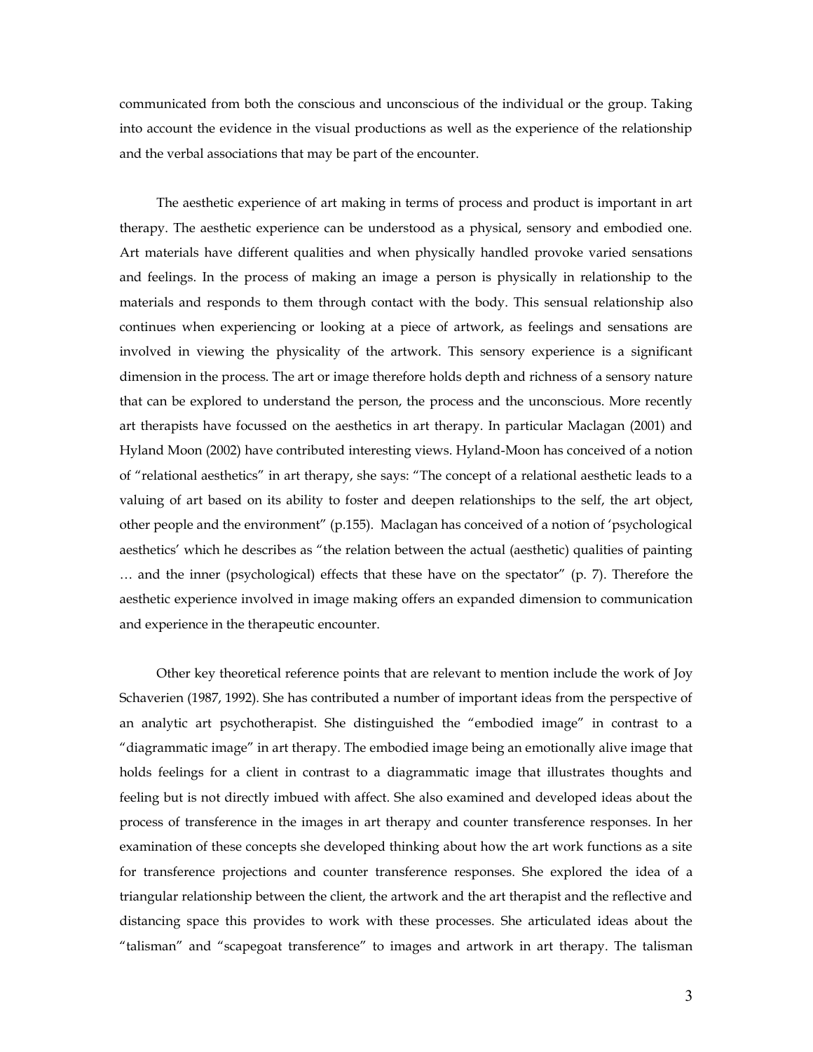communicated from both the conscious and unconscious of the individual or the group. Taking into account the evidence in the visual productions as well as the experience of the relationship and the verbal associations that may be part of the encounter.

The aesthetic experience of art making in terms of process and product is important in art therapy. The aesthetic experience can be understood as a physical, sensory and embodied one. Art materials have different qualities and when physically handled provoke varied sensations and feelings. In the process of making an image a person is physically in relationship to the materials and responds to them through contact with the body. This sensual relationship also continues when experiencing or looking at a piece of artwork, as feelings and sensations are involved in viewing the physicality of the artwork. This sensory experience is a significant dimension in the process. The art or image therefore holds depth and richness of a sensory nature that can be explored to understand the person, the process and the unconscious. More recently art therapists have focussed on the aesthetics in art therapy. In particular Maclagan (2001) and Hyland Moon (2002) have contributed interesting views. Hyland-Moon has conceived of a notion of "relational aesthetics" in art therapy, she says: "The concept of a relational aesthetic leads to a valuing of art based on its ability to foster and deepen relationships to the self, the art object, other people and the environment" (p.155). Maclagan has conceived of a notion of 'psychological aesthetics' which he describes as "the relation between the actual (aesthetic) qualities of painting … and the inner (psychological) effects that these have on the spectator" (p. 7). Therefore the aesthetic experience involved in image making offers an expanded dimension to communication and experience in the therapeutic encounter.

Other key theoretical reference points that are relevant to mention include the work of Joy Schaverien (1987, 1992). She has contributed a number of important ideas from the perspective of an analytic art psychotherapist. She distinguished the "embodied image" in contrast to a "diagrammatic image" in art therapy. The embodied image being an emotionally alive image that holds feelings for a client in contrast to a diagrammatic image that illustrates thoughts and feeling but is not directly imbued with affect. She also examined and developed ideas about the process of transference in the images in art therapy and counter transference responses. In her examination of these concepts she developed thinking about how the art work functions as a site for transference projections and counter transference responses. She explored the idea of a triangular relationship between the client, the artwork and the art therapist and the reflective and distancing space this provides to work with these processes. She articulated ideas about the "talisman" and "scapegoat transference" to images and artwork in art therapy. The talisman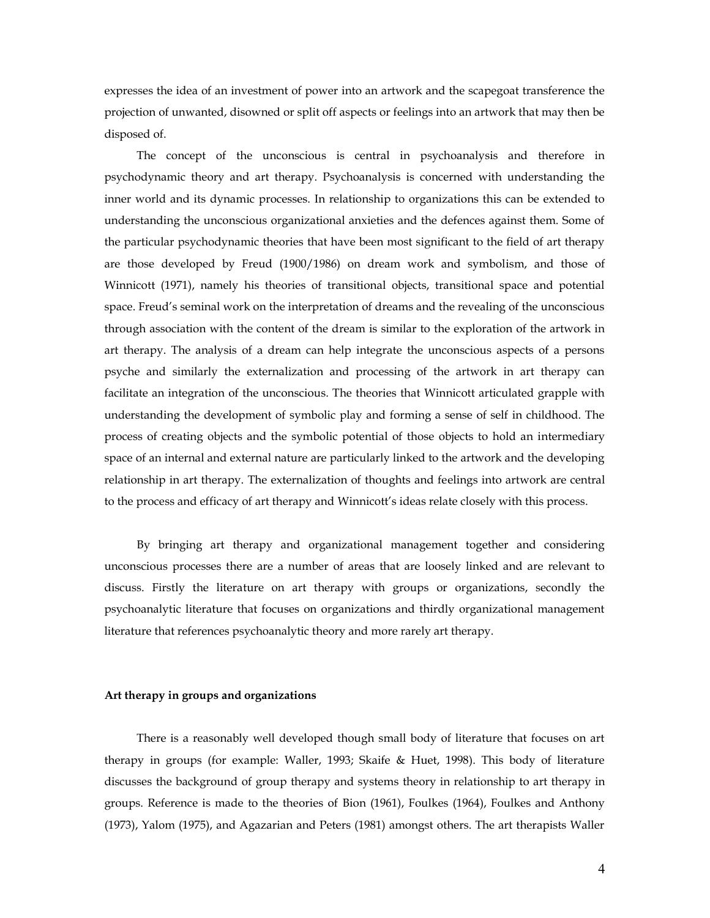expresses the idea of an investment of power into an artwork and the scapegoat transference the projection of unwanted, disowned or split off aspects or feelings into an artwork that may then be disposed of.

The concept of the unconscious is central in psychoanalysis and therefore in psychodynamic theory and art therapy. Psychoanalysis is concerned with understanding the inner world and its dynamic processes. In relationship to organizations this can be extended to understanding the unconscious organizational anxieties and the defences against them. Some of the particular psychodynamic theories that have been most significant to the field of art therapy are those developed by Freud (1900/1986) on dream work and symbolism, and those of Winnicott (1971), namely his theories of transitional objects, transitional space and potential space. Freud's seminal work on the interpretation of dreams and the revealing of the unconscious through association with the content of the dream is similar to the exploration of the artwork in art therapy. The analysis of a dream can help integrate the unconscious aspects of a persons psyche and similarly the externalization and processing of the artwork in art therapy can facilitate an integration of the unconscious. The theories that Winnicott articulated grapple with understanding the development of symbolic play and forming a sense of self in childhood. The process of creating objects and the symbolic potential of those objects to hold an intermediary space of an internal and external nature are particularly linked to the artwork and the developing relationship in art therapy. The externalization of thoughts and feelings into artwork are central to the process and efficacy of art therapy and Winnicott's ideas relate closely with this process.

By bringing art therapy and organizational management together and considering unconscious processes there are a number of areas that are loosely linked and are relevant to discuss. Firstly the literature on art therapy with groups or organizations, secondly the psychoanalytic literature that focuses on organizations and thirdly organizational management literature that references psychoanalytic theory and more rarely art therapy.

**Art therapy in groups and organizations**

There is a reasonably well developed though small body of literature that focuses on art therapy in groups (for example: Waller, 1993; Skaife & Huet, 1998). This body of literature discusses the background of group therapy and systems theory in relationship to art therapy in groups. Reference is made to the theories of Bion (1961), Foulkes (1964), Foulkes and Anthony (1973), Yalom (1975), and Agazarian and Peters (1981) amongst others. The art therapists Waller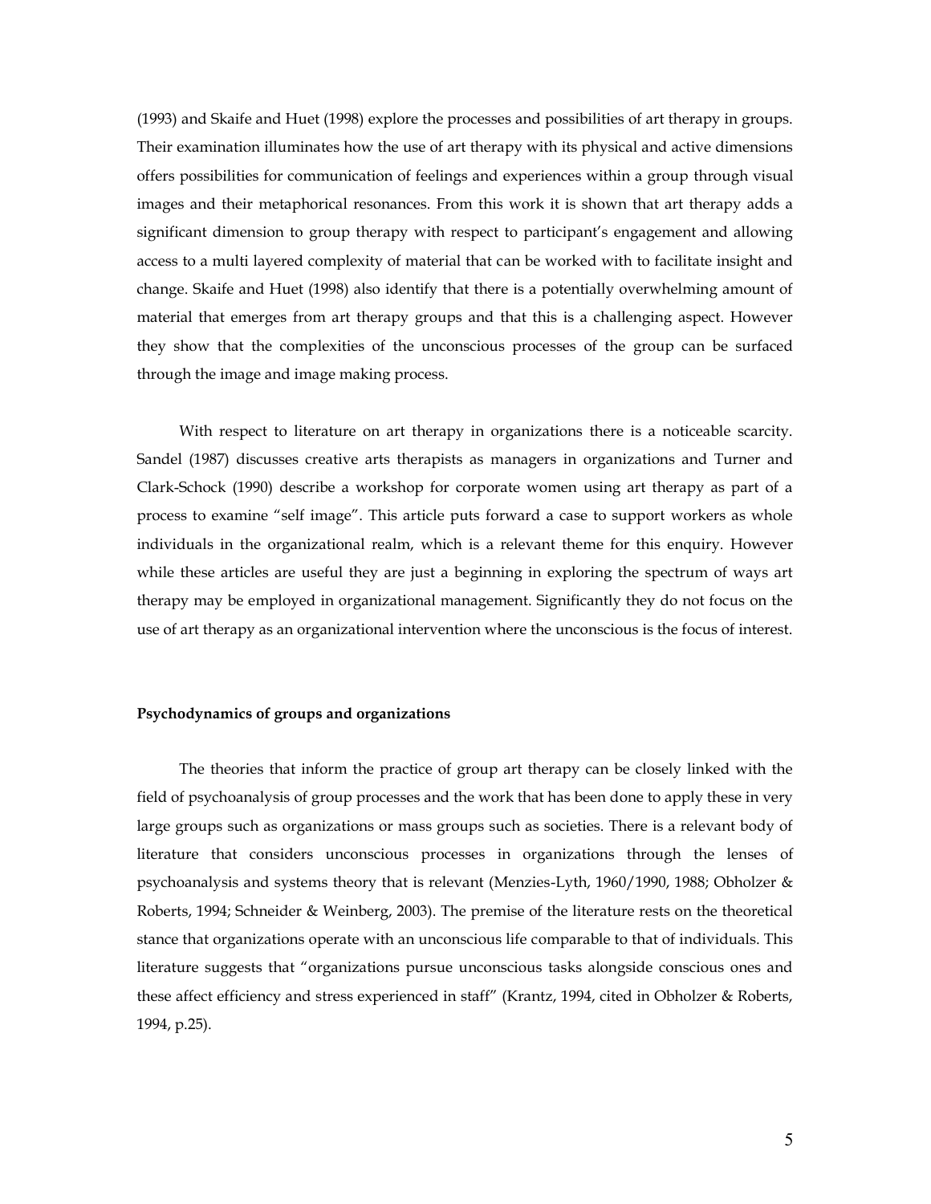(1993) and Skaife and Huet (1998) explore the processes and possibilities of art therapy in groups. Their examination illuminates how the use of art therapy with its physical and active dimensions offers possibilities for communication of feelings and experiences within a group through visual images and their metaphorical resonances. From this work it is shown that art therapy adds a significant dimension to group therapy with respect to participant's engagement and allowing access to a multi layered complexity of material that can be worked with to facilitate insight and change. Skaife and Huet (1998) also identify that there is a potentially overwhelming amount of material that emerges from art therapy groups and that this is a challenging aspect. However they show that the complexities of the unconscious processes of the group can be surfaced through the image and image making process.

With respect to literature on art therapy in organizations there is a noticeable scarcity. Sandel (1987) discusses creative arts therapists as managers in organizations and Turner and Clark-Schock (1990) describe a workshop for corporate women using art therapy as part of a process to examine "self image". This article puts forward a case to support workers as whole individuals in the organizational realm, which is a relevant theme for this enquiry. However while these articles are useful they are just a beginning in exploring the spectrum of ways art therapy may be employed in organizational management. Significantly they do not focus on the use of art therapy as an organizational intervention where the unconscious is the focus of interest.

**Psychodynamics of groups and organizations**

The theories that inform the practice of group art therapy can be closely linked with the field of psychoanalysis of group processes and the work that has been done to apply these in very large groups such as organizations or mass groups such as societies. There is a relevant body of literature that considers unconscious processes in organizations through the lenses of psychoanalysis and systems theory that is relevant (Menzies-Lyth, 1960/1990, 1988; Obholzer & Roberts, 1994; Schneider & Weinberg, 2003). The premise of the literature rests on the theoretical stance that organizations operate with an unconscious life comparable to that of individuals. This literature suggests that "organizations pursue unconscious tasks alongside conscious ones and these affect efficiency and stress experienced in staff" (Krantz, 1994, cited in Obholzer & Roberts, 1994, p.25).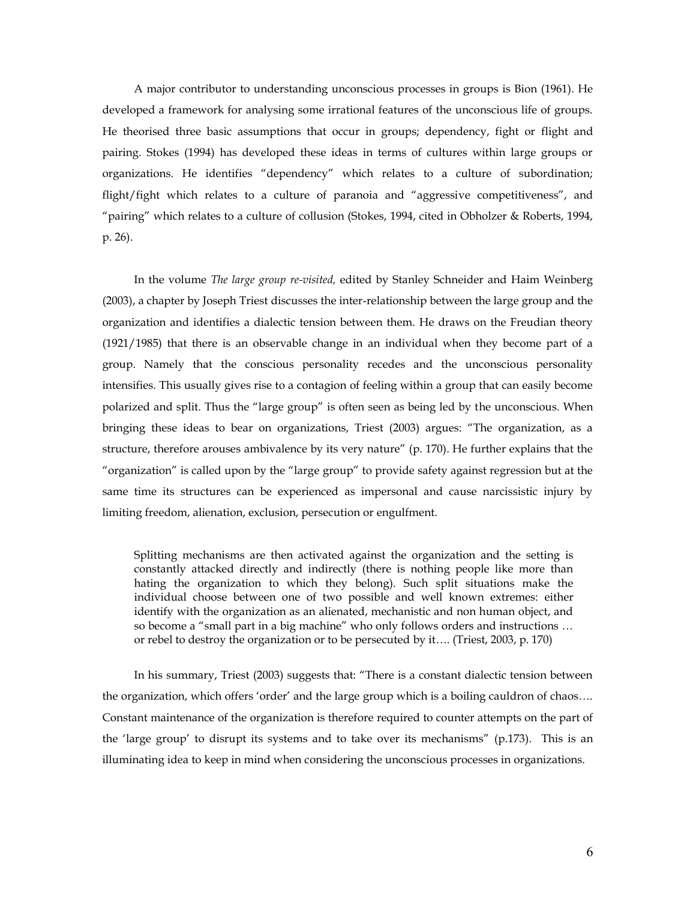A major contributor to understanding unconscious processes in groups is Bion (1961). He developed a framework for analysing some irrational features of the unconscious life of groups. He theorised three basic assumptions that occur in groups; dependency, fight or flight and pairing. Stokes (1994) has developed these ideas in terms of cultures within large groups or organizations. He identifies "dependency" which relates to a culture of subordination; flight/fight which relates to a culture of paranoia and "aggressive competitiveness", and "pairing" which relates to a culture of collusion (Stokes, 1994, cited in Obholzer & Roberts, 1994, p. 26).

In the volume *The large group re-visited,* edited by Stanley Schneider and Haim Weinberg (2003), a chapter by Joseph Triest discusses the inter-relationship between the large group and the organization and identifies a dialectic tension between them. He draws on the Freudian theory (1921/1985) that there is an observable change in an individual when they become part of a group. Namely that the conscious personality recedes and the unconscious personality intensifies. This usually gives rise to a contagion of feeling within a group that can easily become polarized and split. Thus the "large group" is often seen as being led by the unconscious. When bringing these ideas to bear on organizations, Triest (2003) argues: "The organization, as a structure, therefore arouses ambivalence by its very nature" (p. 170). He further explains that the "organization" is called upon by the "large group" to provide safety against regression but at the same time its structures can be experienced as impersonal and cause narcissistic injury by limiting freedom, alienation, exclusion, persecution or engulfment.

> Splitting mechanisms are then activated against the organization and the setting is constantly attacked directly and indirectly (there is nothing people like more than hating the organization to which they belong). Such split situations make the individual choose between one of two possible and well known extremes: either identify with the organization as an alienated, mechanistic and non human object, and so become a "small part in a big machine" who only follows orders and instructions … or rebel to destroy the organization or to be persecuted by it…. (Triest, 2003, p. 170)

In his summary, Triest (2003) suggests that: "There is a constant dialectic tension between the organization, which offers 'order' and the large group which is a boiling cauldron of chaos…. Constant maintenance of the organization is therefore required to counter attempts on the part of the 'large group' to disrupt its systems and to take over its mechanisms" (p.173). This is an illuminating idea to keep in mind when considering the unconscious processes in organizations.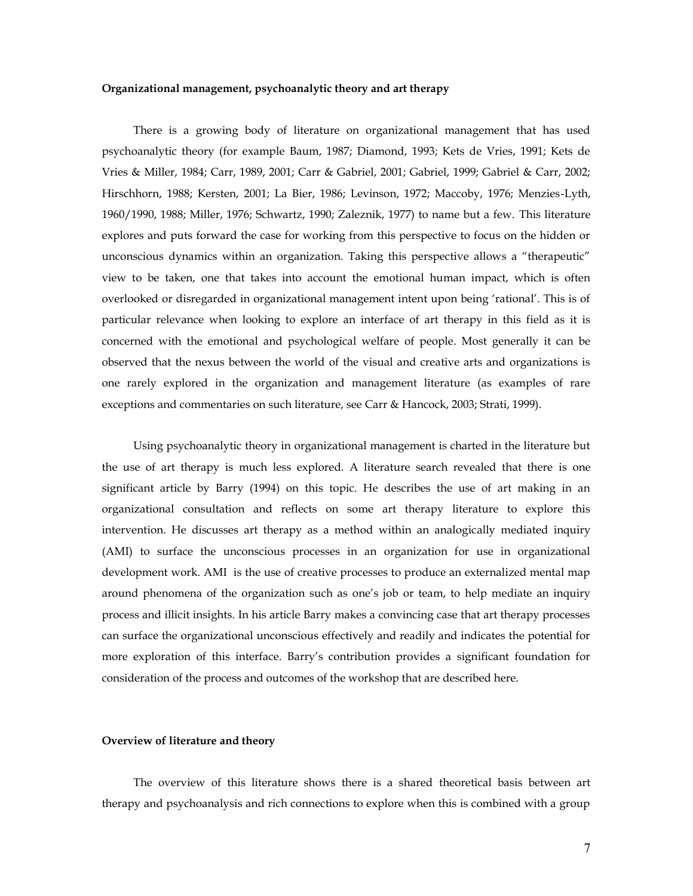**Organizational management, psychoanalytic theory and art therapy**

There is a growing body of literature on organizational management that has used psychoanalytic theory (for example Baum, 1987; Diamond, 1993; Kets de Vries, 1991; Kets de Vries & Miller, 1984; Carr, 1989, 2001; Carr & Gabriel, 2001; Gabriel, 1999; Gabriel & Carr, 2002; Hirschhorn, 1988; Kersten, 2001; La Bier, 1986; Levinson, 1972; Maccoby, 1976; Menzies-Lyth, 1960/1990, 1988; Miller, 1976; Schwartz, 1990; Zaleznik, 1977) to name but a few. This literature explores and puts forward the case for working from this perspective to focus on the hidden or unconscious dynamics within an organization. Taking this perspective allows a "therapeutic" view to be taken, one that takes into account the emotional human impact, which is often overlooked or disregarded in organizational management intent upon being 'rational'. This is of particular relevance when looking to explore an interface of art therapy in this field as it is concerned with the emotional and psychological welfare of people. Most generally it can be observed that the nexus between the world of the visual and creative arts and organizations is one rarely explored in the organization and management literature (as examples of rare exceptions and commentaries on such literature, see Carr & Hancock, 2003; Strati, 1999).

Using psychoanalytic theory in organizational management is charted in the literature but the use of art therapy is much less explored. A literature search revealed that there is one significant article by Barry (1994) on this topic. He describes the use of art making in an organizational consultation and reflects on some art therapy literature to explore this intervention. He discusses art therapy as a method within an analogically mediated inquiry (AMI) to surface the unconscious processes in an organization for use in organizational development work. AMI is the use of creative processes to produce an externalized mental map around phenomena of the organization such as one's job or team, to help mediate an inquiry process and illicit insights. In his article Barry makes a convincing case that art therapy processes can surface the organizational unconscious effectively and readily and indicates the potential for more exploration of this interface. Barry's contribution provides a significant foundation for consideration of the process and outcomes of the workshop that are described here.

**Overview of literature and theory**

The overview of this literature shows there is a shared theoretical basis between art therapy and psychoanalysis and rich connections to explore when this is combined with a group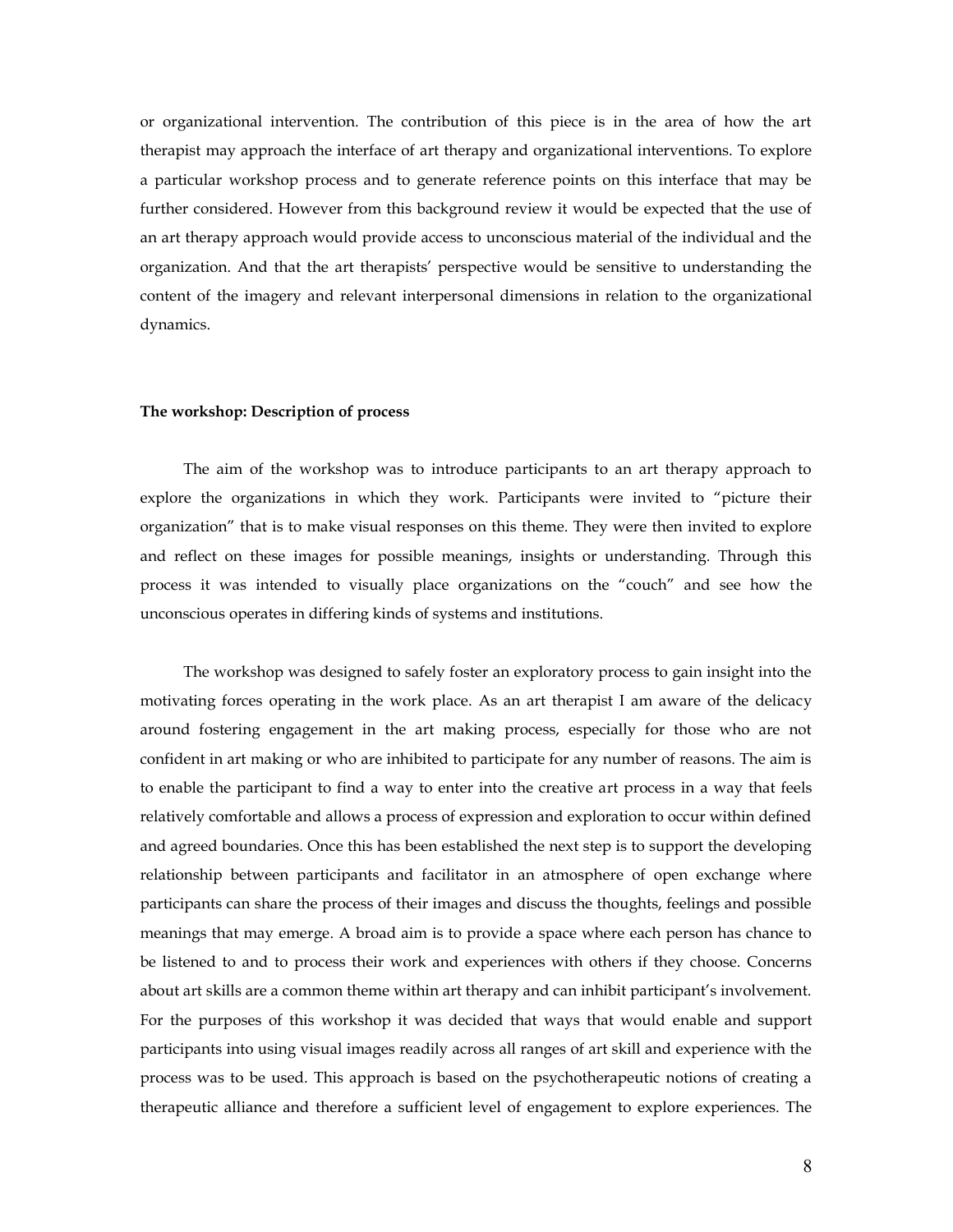or organizational intervention. The contribution of this piece is in the area of how the art therapist may approach the interface of art therapy and organizational interventions. To explore a particular workshop process and to generate reference points on this interface that may be further considered. However from this background review it would be expected that the use of an art therapy approach would provide access to unconscious material of the individual and the organization. And that the art therapists' perspective would be sensitive to understanding the content of the imagery and relevant interpersonal dimensions in relation to the organizational dynamics.

**The workshop: Description of process**

The aim of the workshop was to introduce participants to an art therapy approach to explore the organizations in which they work. Participants were invited to "picture their organization" that is to make visual responses on this theme. They were then invited to explore and reflect on these images for possible meanings, insights or understanding. Through this process it was intended to visually place organizations on the "couch" and see how the unconscious operates in differing kinds of systems and institutions.

The workshop was designed to safely foster an exploratory process to gain insight into the motivating forces operating in the work place. As an art therapist I am aware of the delicacy around fostering engagement in the art making process, especially for those who are not confident in art making or who are inhibited to participate for any number of reasons. The aim is to enable the participant to find a way to enter into the creative art process in a way that feels relatively comfortable and allows a process of expression and exploration to occur within defined and agreed boundaries. Once this has been established the next step is to support the developing relationship between participants and facilitator in an atmosphere of open exchange where participants can share the process of their images and discuss the thoughts, feelings and possible meanings that may emerge. A broad aim is to provide a space where each person has chance to be listened to and to process their work and experiences with others if they choose. Concerns about art skills are a common theme within art therapy and can inhibit participant's involvement. For the purposes of this workshop it was decided that ways that would enable and support participants into using visual images readily across all ranges of art skill and experience with the process was to be used. This approach is based on the psychotherapeutic notions of creating a therapeutic alliance and therefore a sufficient level of engagement to explore experiences. The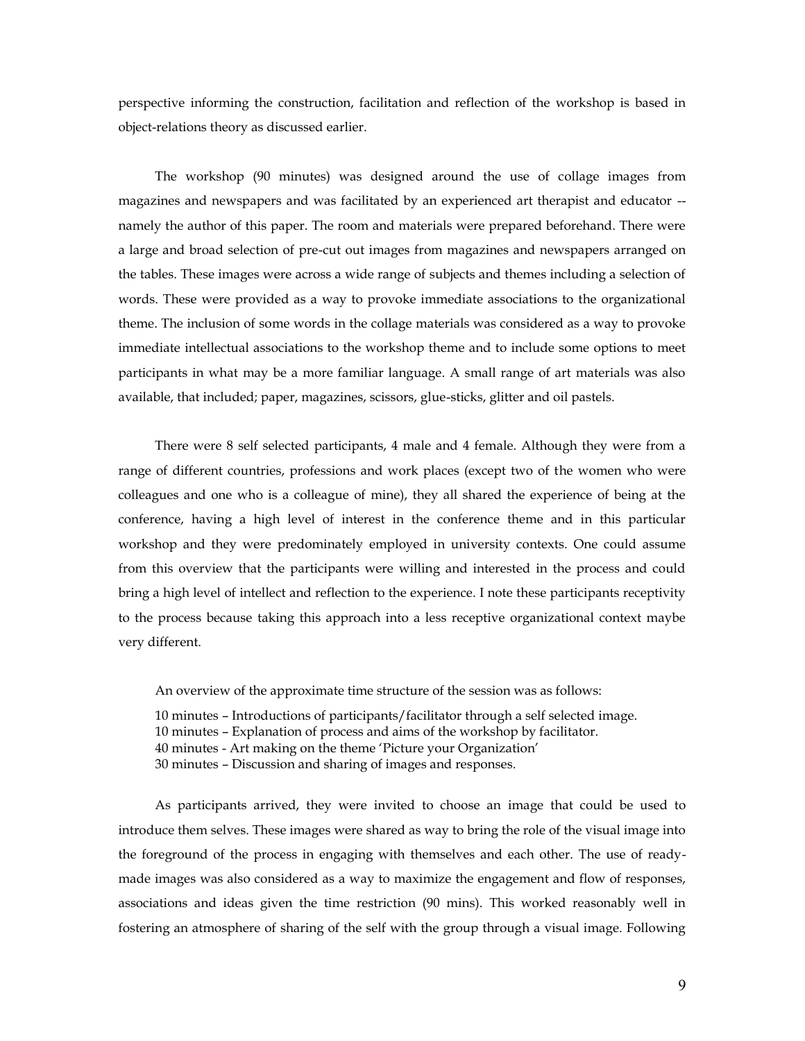perspective informing the construction, facilitation and reflection of the workshop is based in object-relations theory as discussed earlier.

The workshop (90 minutes) was designed around the use of collage images from magazines and newspapers and was facilitated by an experienced art therapist and educator -- namely the author of this paper. The room and materials were prepared beforehand. There were a large and broad selection of pre-cut out images from magazines and newspapers arranged on the tables. These images were across a wide range of subjects and themes including a selection of words. These were provided as a way to provoke immediate associations to the organizational theme. The inclusion of some words in the collage materials was considered as a way to provoke immediate intellectual associations to the workshop theme and to include some options to meet participants in what may be a more familiar language. A small range of art materials was also available, that included; paper, magazines, scissors, glue-sticks, glitter and oil pastels.

There were 8 self selected participants, 4 male and 4 female. Although they were from a range of different countries, professions and work places (except two of the women who were colleagues and one who is a colleague of mine), they all shared the experience of being at the conference, having a high level of interest in the conference theme and in this particular workshop and they were predominately employed in university contexts. One could assume from this overview that the participants were willing and interested in the process and could bring a high level of intellect and reflection to the experience. I note these participants receptivity to the process because taking this approach into a less receptive organizational context maybe very different.

An overview of the approximate time structure of the session was as follows:

10 minutes – Introductions of participants/facilitator through a self selected image.
10 minutes – Explanation of process and aims of the workshop by facilitator.
40 minutes - Art making on the theme 'Picture your Organization'
30 minutes – Discussion and sharing of images and responses.

As participants arrived, they were invited to choose an image that could be used to introduce them selves. These images were shared as way to bring the role of the visual image into the foreground of the process in engaging with themselves and each other. The use of ready-made images was also considered as a way to maximize the engagement and flow of responses, associations and ideas given the time restriction (90 mins). This worked reasonably well in fostering an atmosphere of sharing of the self with the group through a visual image. Following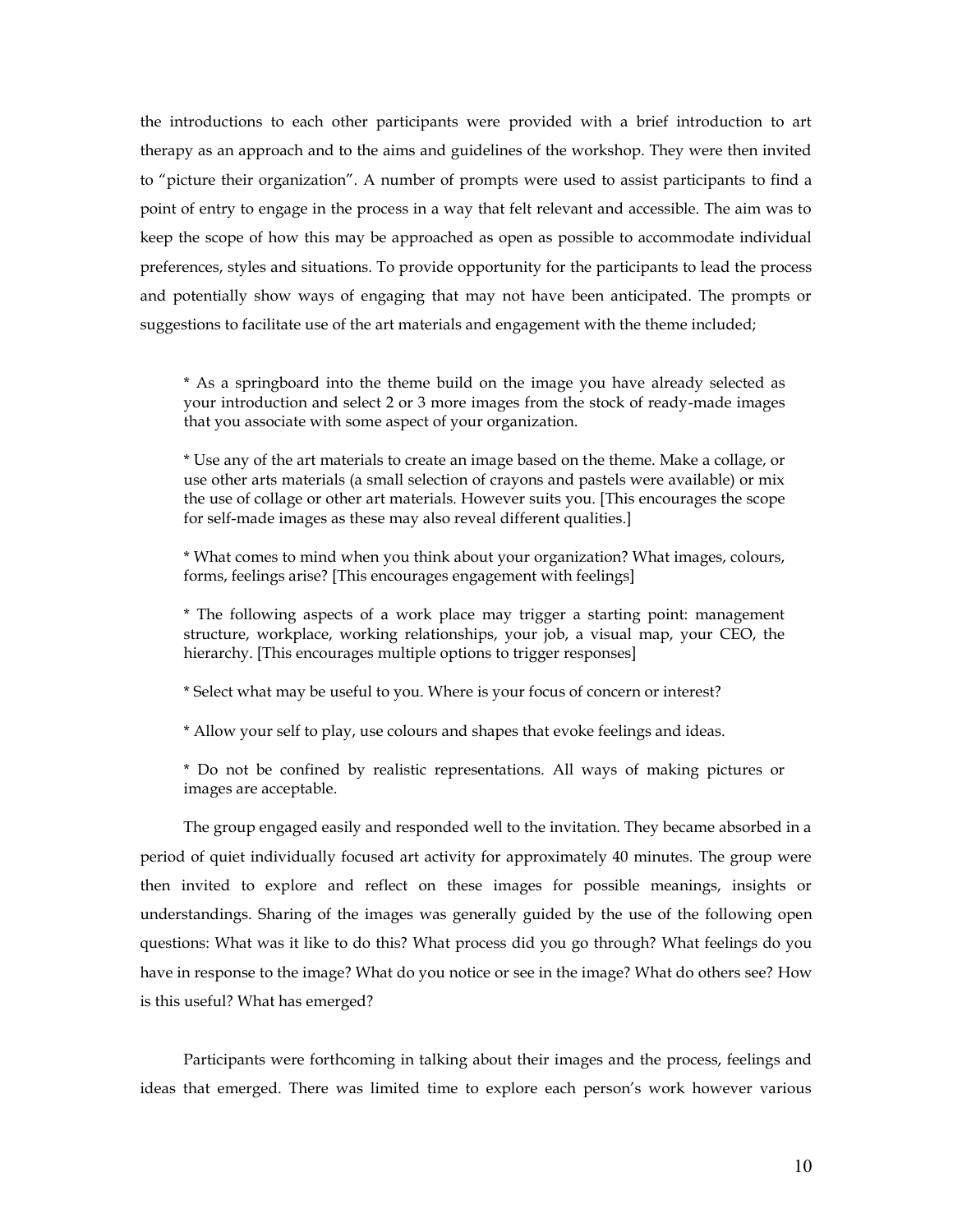the introductions to each other participants were provided with a brief introduction to art therapy as an approach and to the aims and guidelines of the workshop. They were then invited to "picture their organization". A number of prompts were used to assist participants to find a point of entry to engage in the process in a way that felt relevant and accessible. The aim was to keep the scope of how this may be approached as open as possible to accommodate individual preferences, styles and situations. To provide opportunity for the participants to lead the process and potentially show ways of engaging that may not have been anticipated. The prompts or suggestions to facilitate use of the art materials and engagement with the theme included;

> * As a springboard into the theme build on the image you have already selected as your introduction and select 2 or 3 more images from the stock of ready-made images that you associate with some aspect of your organization.
>
> * Use any of the art materials to create an image based on the theme. Make a collage, or use other arts materials (a small selection of crayons and pastels were available) or mix the use of collage or other art materials. However suits you. [This encourages the scope for self-made images as these may also reveal different qualities.]
>
> * What comes to mind when you think about your organization? What images, colours, forms, feelings arise? [This encourages engagement with feelings]
>
> * The following aspects of a work place may trigger a starting point: management structure, workplace, working relationships, your job, a visual map, your CEO, the hierarchy. [This encourages multiple options to trigger responses]
>
> * Select what may be useful to you. Where is your focus of concern or interest?
>
> * Allow your self to play, use colours and shapes that evoke feelings and ideas.
>
> * Do not be confined by realistic representations. All ways of making pictures or images are acceptable.

The group engaged easily and responded well to the invitation. They became absorbed in a period of quiet individually focused art activity for approximately 40 minutes. The group were then invited to explore and reflect on these images for possible meanings, insights or understandings. Sharing of the images was generally guided by the use of the following open questions: What was it like to do this? What process did you go through? What feelings do you have in response to the image? What do you notice or see in the image? What do others see? How is this useful? What has emerged?

Participants were forthcoming in talking about their images and the process, feelings and ideas that emerged. There was limited time to explore each person's work however various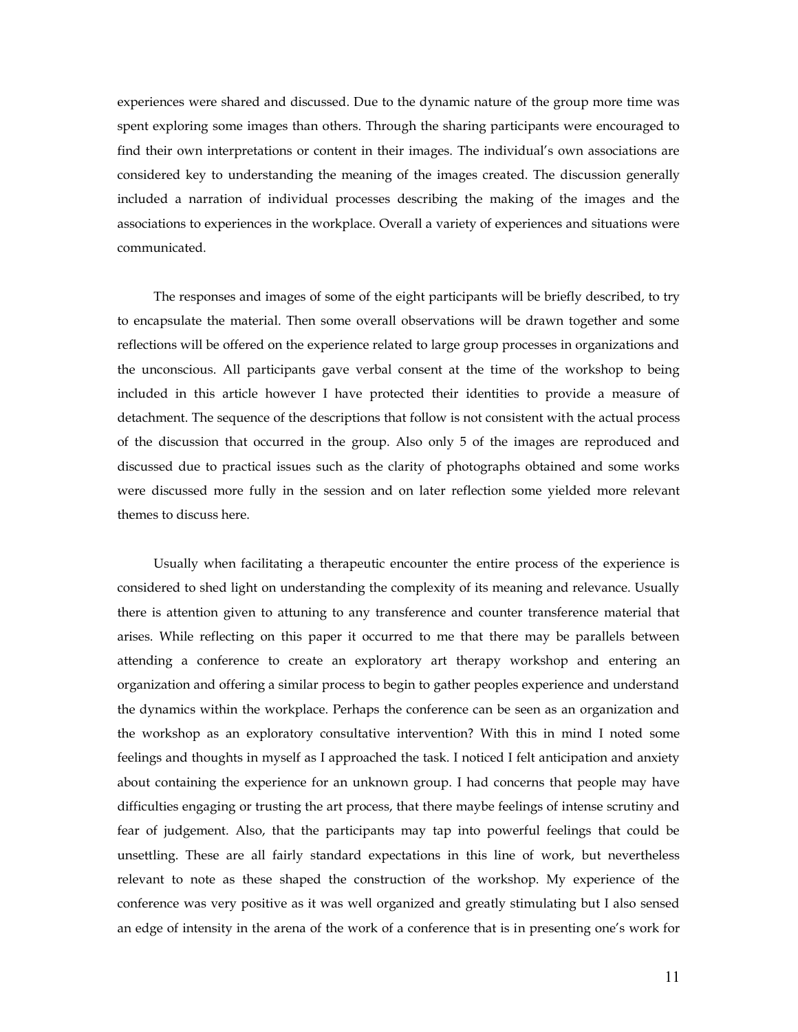experiences were shared and discussed. Due to the dynamic nature of the group more time was spent exploring some images than others. Through the sharing participants were encouraged to find their own interpretations or content in their images. The individual's own associations are considered key to understanding the meaning of the images created. The discussion generally included a narration of individual processes describing the making of the images and the associations to experiences in the workplace. Overall a variety of experiences and situations were communicated.

The responses and images of some of the eight participants will be briefly described, to try to encapsulate the material. Then some overall observations will be drawn together and some reflections will be offered on the experience related to large group processes in organizations and the unconscious. All participants gave verbal consent at the time of the workshop to being included in this article however I have protected their identities to provide a measure of detachment. The sequence of the descriptions that follow is not consistent with the actual process of the discussion that occurred in the group. Also only 5 of the images are reproduced and discussed due to practical issues such as the clarity of photographs obtained and some works were discussed more fully in the session and on later reflection some yielded more relevant themes to discuss here.

Usually when facilitating a therapeutic encounter the entire process of the experience is considered to shed light on understanding the complexity of its meaning and relevance. Usually there is attention given to attuning to any transference and counter transference material that arises. While reflecting on this paper it occurred to me that there may be parallels between attending a conference to create an exploratory art therapy workshop and entering an organization and offering a similar process to begin to gather peoples experience and understand the dynamics within the workplace. Perhaps the conference can be seen as an organization and the workshop as an exploratory consultative intervention? With this in mind I noted some feelings and thoughts in myself as I approached the task. I noticed I felt anticipation and anxiety about containing the experience for an unknown group. I had concerns that people may have difficulties engaging or trusting the art process, that there maybe feelings of intense scrutiny and fear of judgement. Also, that the participants may tap into powerful feelings that could be unsettling. These are all fairly standard expectations in this line of work, but nevertheless relevant to note as these shaped the construction of the workshop. My experience of the conference was very positive as it was well organized and greatly stimulating but I also sensed an edge of intensity in the arena of the work of a conference that is in presenting one's work for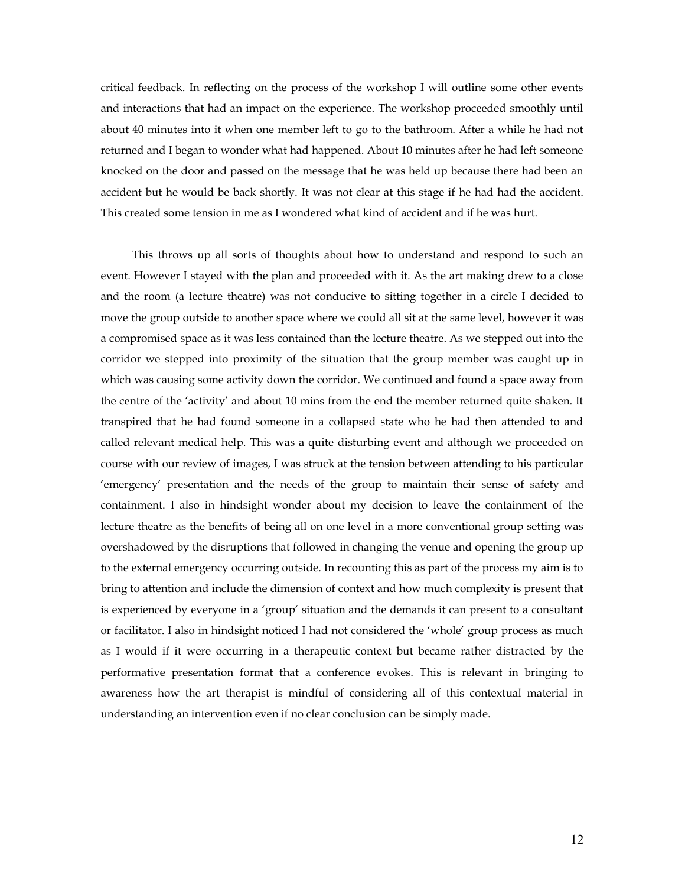critical feedback. In reflecting on the process of the workshop I will outline some other events and interactions that had an impact on the experience. The workshop proceeded smoothly until about 40 minutes into it when one member left to go to the bathroom. After a while he had not returned and I began to wonder what had happened. About 10 minutes after he had left someone knocked on the door and passed on the message that he was held up because there had been an accident but he would be back shortly. It was not clear at this stage if he had had the accident. This created some tension in me as I wondered what kind of accident and if he was hurt.

This throws up all sorts of thoughts about how to understand and respond to such an event. However I stayed with the plan and proceeded with it. As the art making drew to a close and the room (a lecture theatre) was not conducive to sitting together in a circle I decided to move the group outside to another space where we could all sit at the same level, however it was a compromised space as it was less contained than the lecture theatre. As we stepped out into the corridor we stepped into proximity of the situation that the group member was caught up in which was causing some activity down the corridor. We continued and found a space away from the centre of the 'activity' and about 10 mins from the end the member returned quite shaken. It transpired that he had found someone in a collapsed state who he had then attended to and called relevant medical help. This was a quite disturbing event and although we proceeded on course with our review of images, I was struck at the tension between attending to his particular 'emergency' presentation and the needs of the group to maintain their sense of safety and containment. I also in hindsight wonder about my decision to leave the containment of the lecture theatre as the benefits of being all on one level in a more conventional group setting was overshadowed by the disruptions that followed in changing the venue and opening the group up to the external emergency occurring outside. In recounting this as part of the process my aim is to bring to attention and include the dimension of context and how much complexity is present that is experienced by everyone in a 'group' situation and the demands it can present to a consultant or facilitator. I also in hindsight noticed I had not considered the 'whole' group process as much as I would if it were occurring in a therapeutic context but became rather distracted by the performative presentation format that a conference evokes. This is relevant in bringing to awareness how the art therapist is mindful of considering all of this contextual material in understanding an intervention even if no clear conclusion can be simply made.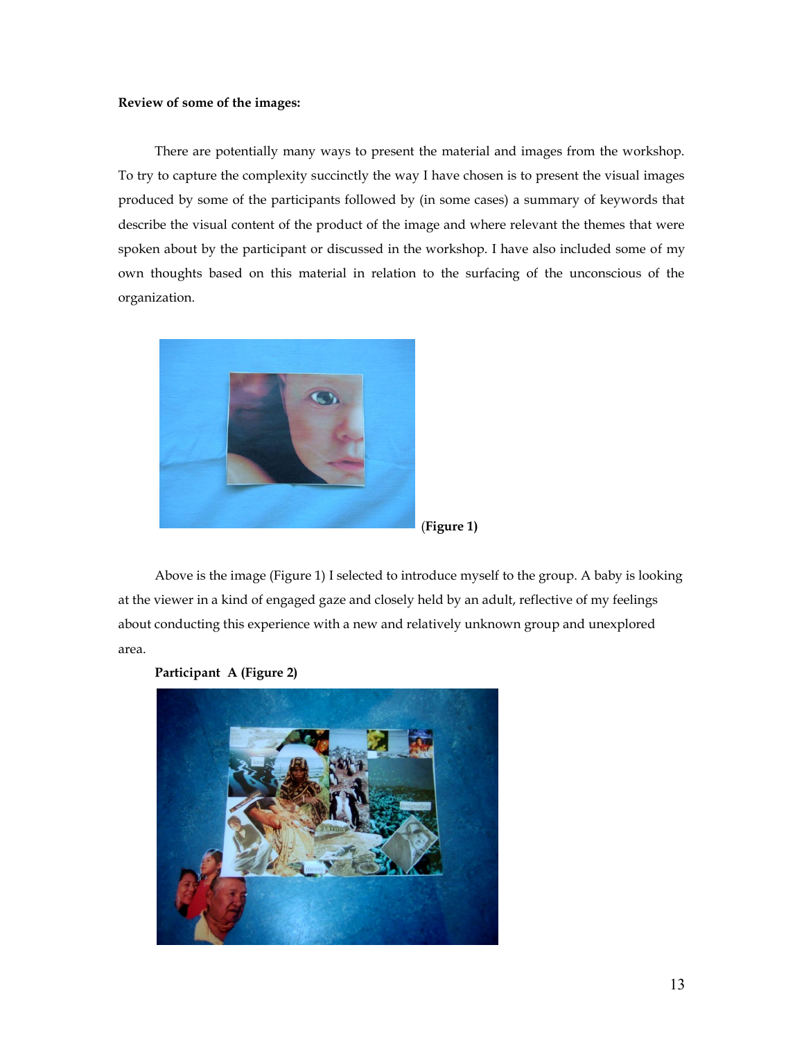**Review of some of the images:**

There are potentially many ways to present the material and images from the workshop. To try to capture the complexity succinctly the way I have chosen is to present the visual images produced by some of the participants followed by (in some cases) a summary of keywords that describe the visual content of the product of the image and where relevant the themes that were spoken about by the participant or discussed in the workshop. I have also included some of my own thoughts based on this material in relation to the surfacing of the unconscious of the organization.

(**Figure 1)**

Above is the image (Figure 1) I selected to introduce myself to the group. A baby is looking at the viewer in a kind of engaged gaze and closely held by an adult, reflective of my feelings about conducting this experience with a new and relatively unknown group and unexplored area.

**Participant A (Figure 2)**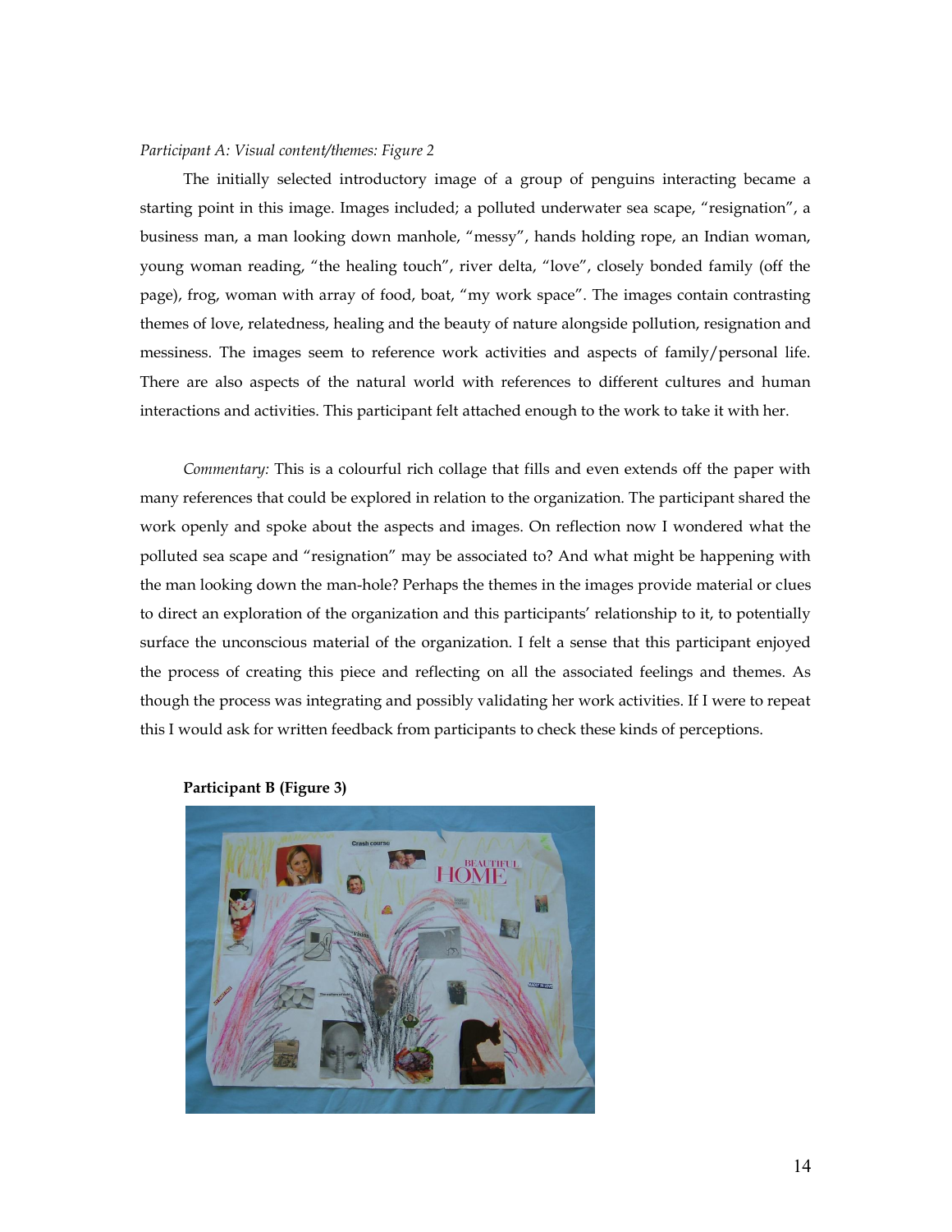*Participant A: Visual content/themes: Figure 2*

The initially selected introductory image of a group of penguins interacting became a starting point in this image. Images included; a polluted underwater sea scape, "resignation", a business man, a man looking down manhole, "messy", hands holding rope, an Indian woman, young woman reading, "the healing touch", river delta, "love", closely bonded family (off the page), frog, woman with array of food, boat, "my work space". The images contain contrasting themes of love, relatedness, healing and the beauty of nature alongside pollution, resignation and messiness. The images seem to reference work activities and aspects of family/personal life. There are also aspects of the natural world with references to different cultures and human interactions and activities. This participant felt attached enough to the work to take it with her.

*Commentary:* This is a colourful rich collage that fills and even extends off the paper with many references that could be explored in relation to the organization. The participant shared the work openly and spoke about the aspects and images. On reflection now I wondered what the polluted sea scape and "resignation" may be associated to? And what might be happening with the man looking down the man-hole? Perhaps the themes in the images provide material or clues to direct an exploration of the organization and this participants' relationship to it, to potentially surface the unconscious material of the organization. I felt a sense that this participant enjoyed the process of creating this piece and reflecting on all the associated feelings and themes. As though the process was integrating and possibly validating her work activities. If I were to repeat this I would ask for written feedback from participants to check these kinds of perceptions.

**Participant B (Figure 3)**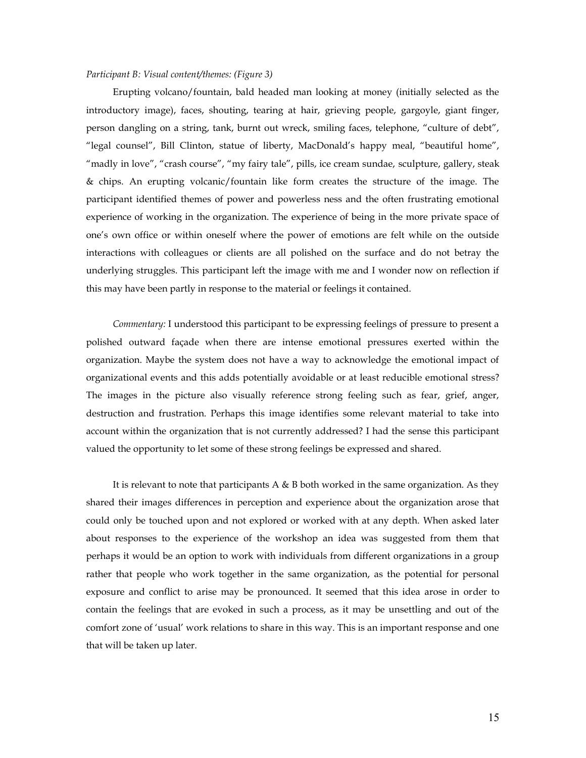*Participant B: Visual content/themes: (Figure 3)*

Erupting volcano/fountain, bald headed man looking at money (initially selected as the introductory image), faces, shouting, tearing at hair, grieving people, gargoyle, giant finger, person dangling on a string, tank, burnt out wreck, smiling faces, telephone, "culture of debt", "legal counsel", Bill Clinton, statue of liberty, MacDonald's happy meal, "beautiful home", "madly in love", "crash course", "my fairy tale", pills, ice cream sundae, sculpture, gallery, steak & chips. An erupting volcanic/fountain like form creates the structure of the image. The participant identified themes of power and powerless ness and the often frustrating emotional experience of working in the organization. The experience of being in the more private space of one's own office or within oneself where the power of emotions are felt while on the outside interactions with colleagues or clients are all polished on the surface and do not betray the underlying struggles. This participant left the image with me and I wonder now on reflection if this may have been partly in response to the material or feelings it contained.

*Commentary:* I understood this participant to be expressing feelings of pressure to present a polished outward façade when there are intense emotional pressures exerted within the organization. Maybe the system does not have a way to acknowledge the emotional impact of organizational events and this adds potentially avoidable or at least reducible emotional stress? The images in the picture also visually reference strong feeling such as fear, grief, anger, destruction and frustration. Perhaps this image identifies some relevant material to take into account within the organization that is not currently addressed? I had the sense this participant valued the opportunity to let some of these strong feelings be expressed and shared.

It is relevant to note that participants A & B both worked in the same organization. As they shared their images differences in perception and experience about the organization arose that could only be touched upon and not explored or worked with at any depth. When asked later about responses to the experience of the workshop an idea was suggested from them that perhaps it would be an option to work with individuals from different organizations in a group rather that people who work together in the same organization, as the potential for personal exposure and conflict to arise may be pronounced. It seemed that this idea arose in order to contain the feelings that are evoked in such a process, as it may be unsettling and out of the comfort zone of 'usual' work relations to share in this way. This is an important response and one that will be taken up later.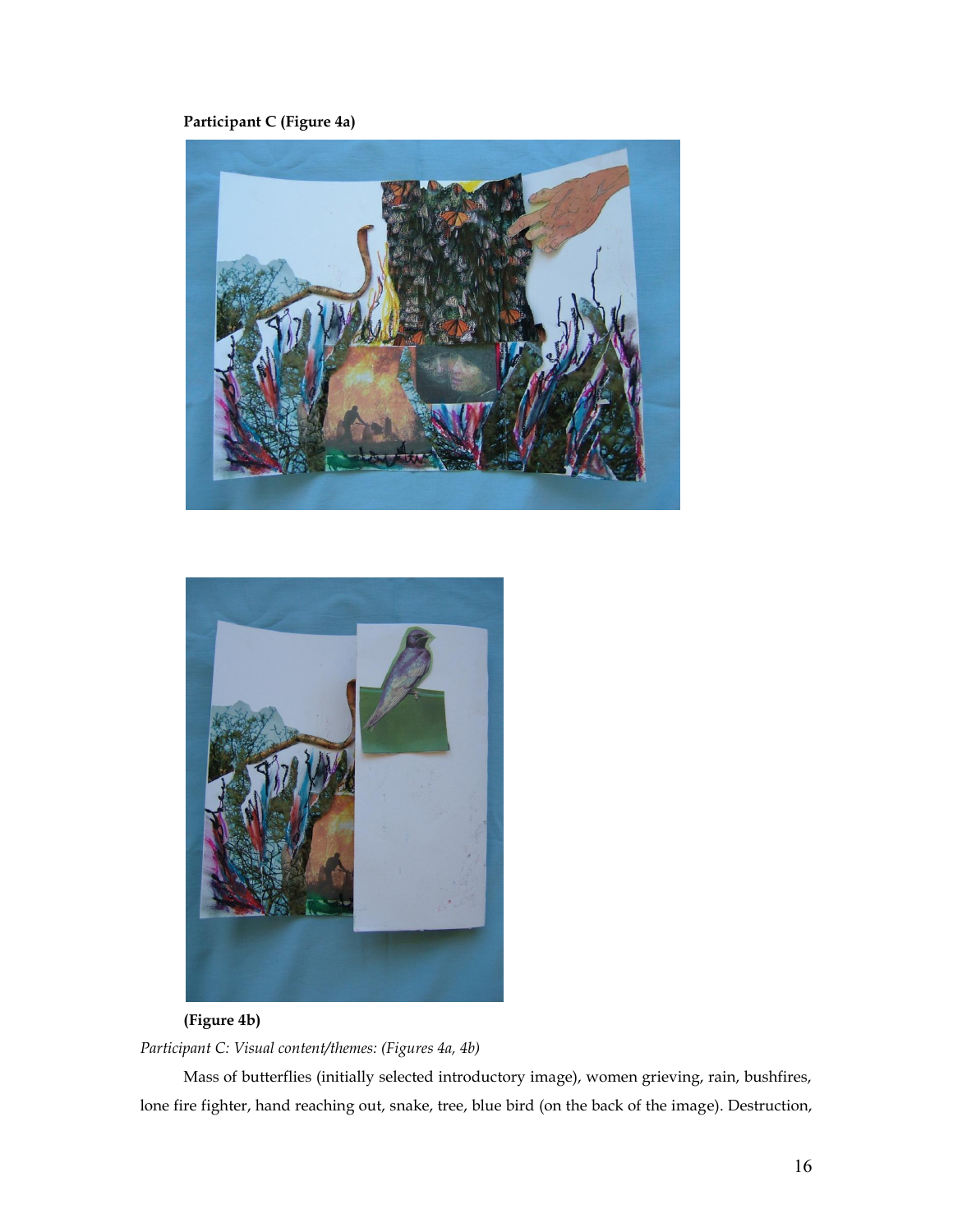**Participant C (Figure 4a)**

**(Figure 4b)**

*Participant C: Visual content/themes: (Figures 4a, 4b)*

Mass of butterflies (initially selected introductory image), women grieving, rain, bushfires, lone fire fighter, hand reaching out, snake, tree, blue bird (on the back of the image). Destruction,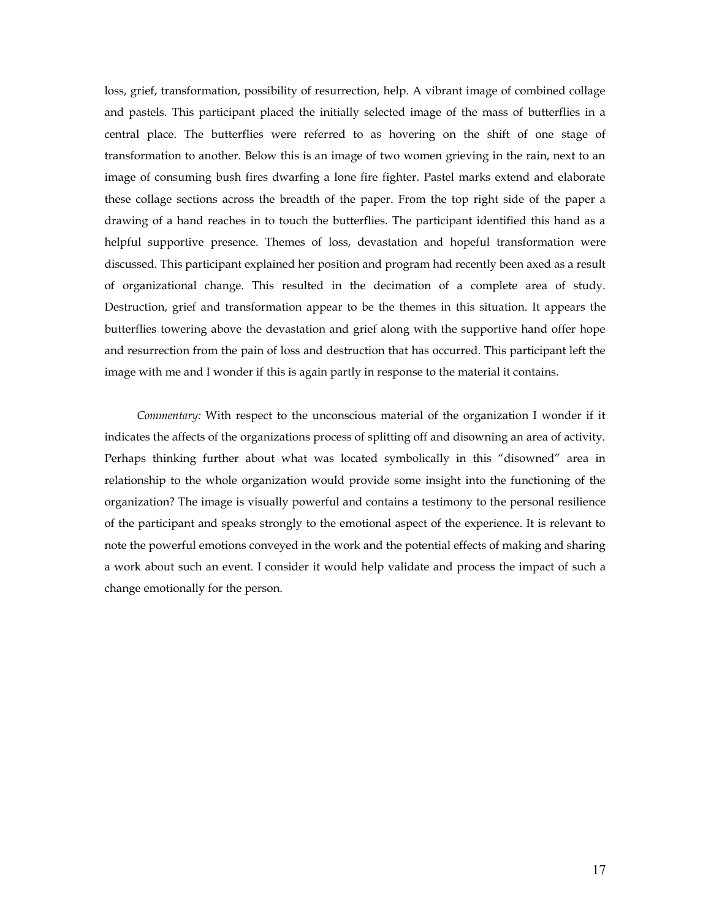loss, grief, transformation, possibility of resurrection, help. A vibrant image of combined collage and pastels. This participant placed the initially selected image of the mass of butterflies in a central place. The butterflies were referred to as hovering on the shift of one stage of transformation to another. Below this is an image of two women grieving in the rain, next to an image of consuming bush fires dwarfing a lone fire fighter. Pastel marks extend and elaborate these collage sections across the breadth of the paper. From the top right side of the paper a drawing of a hand reaches in to touch the butterflies. The participant identified this hand as a helpful supportive presence. Themes of loss, devastation and hopeful transformation were discussed. This participant explained her position and program had recently been axed as a result of organizational change. This resulted in the decimation of a complete area of study. Destruction, grief and transformation appear to be the themes in this situation. It appears the butterflies towering above the devastation and grief along with the supportive hand offer hope and resurrection from the pain of loss and destruction that has occurred. This participant left the image with me and I wonder if this is again partly in response to the material it contains.

*Commentary:* With respect to the unconscious material of the organization I wonder if it indicates the affects of the organizations process of splitting off and disowning an area of activity. Perhaps thinking further about what was located symbolically in this "disowned" area in relationship to the whole organization would provide some insight into the functioning of the organization? The image is visually powerful and contains a testimony to the personal resilience of the participant and speaks strongly to the emotional aspect of the experience. It is relevant to note the powerful emotions conveyed in the work and the potential effects of making and sharing a work about such an event. I consider it would help validate and process the impact of such a change emotionally for the person.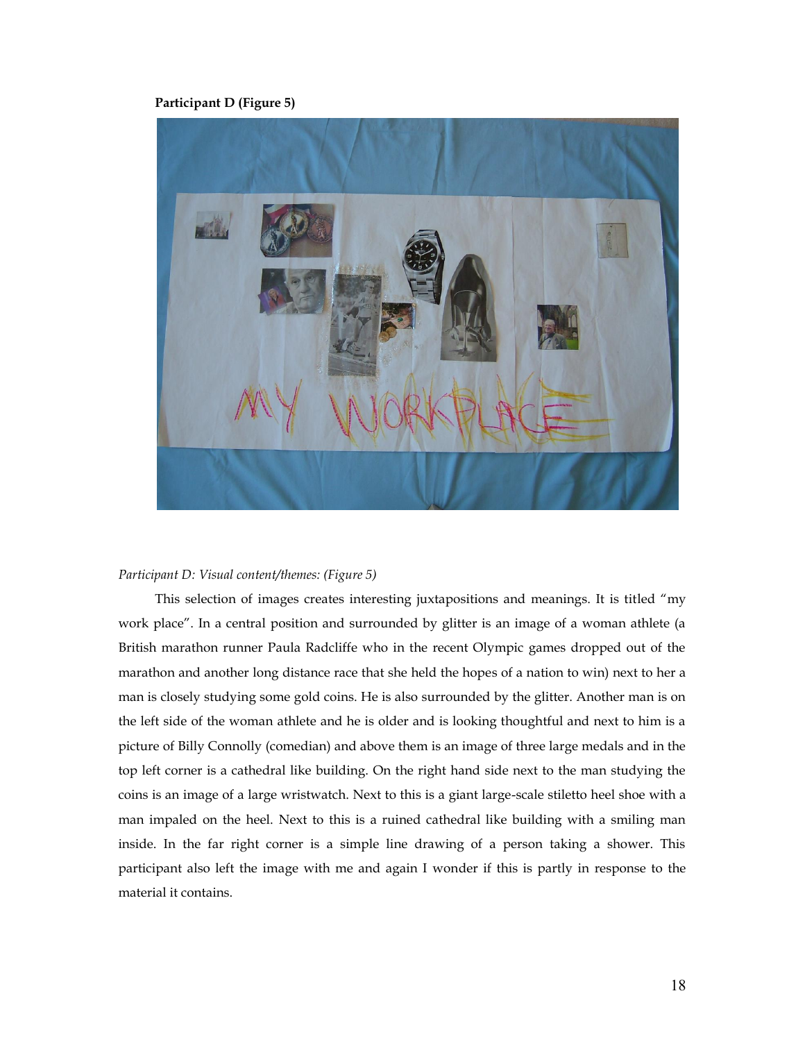**Participant D (Figure 5)**

*Participant D: Visual content/themes: (Figure 5)*

This selection of images creates interesting juxtapositions and meanings. It is titled "my work place". In a central position and surrounded by glitter is an image of a woman athlete (a British marathon runner Paula Radcliffe who in the recent Olympic games dropped out of the marathon and another long distance race that she held the hopes of a nation to win) next to her a man is closely studying some gold coins. He is also surrounded by the glitter. Another man is on the left side of the woman athlete and he is older and is looking thoughtful and next to him is a picture of Billy Connolly (comedian) and above them is an image of three large medals and in the top left corner is a cathedral like building. On the right hand side next to the man studying the coins is an image of a large wristwatch. Next to this is a giant large-scale stiletto heel shoe with a man impaled on the heel. Next to this is a ruined cathedral like building with a smiling man inside. In the far right corner is a simple line drawing of a person taking a shower. This participant also left the image with me and again I wonder if this is partly in response to the material it contains.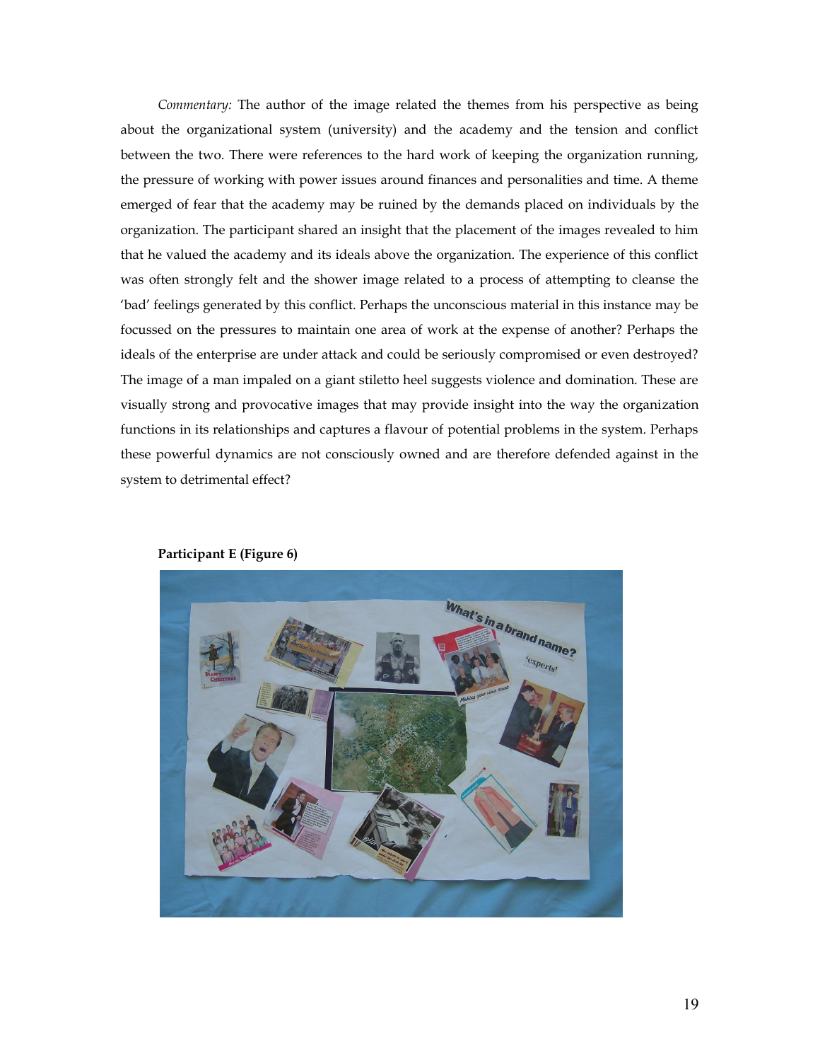*Commentary:* The author of the image related the themes from his perspective as being about the organizational system (university) and the academy and the tension and conflict between the two. There were references to the hard work of keeping the organization running, the pressure of working with power issues around finances and personalities and time. A theme emerged of fear that the academy may be ruined by the demands placed on individuals by the organization. The participant shared an insight that the placement of the images revealed to him that he valued the academy and its ideals above the organization. The experience of this conflict was often strongly felt and the shower image related to a process of attempting to cleanse the 'bad' feelings generated by this conflict. Perhaps the unconscious material in this instance may be focussed on the pressures to maintain one area of work at the expense of another? Perhaps the ideals of the enterprise are under attack and could be seriously compromised or even destroyed? The image of a man impaled on a giant stiletto heel suggests violence and domination. These are visually strong and provocative images that may provide insight into the way the organization functions in its relationships and captures a flavour of potential problems in the system. Perhaps these powerful dynamics are not consciously owned and are therefore defended against in the system to detrimental effect?

**Participant E (Figure 6)**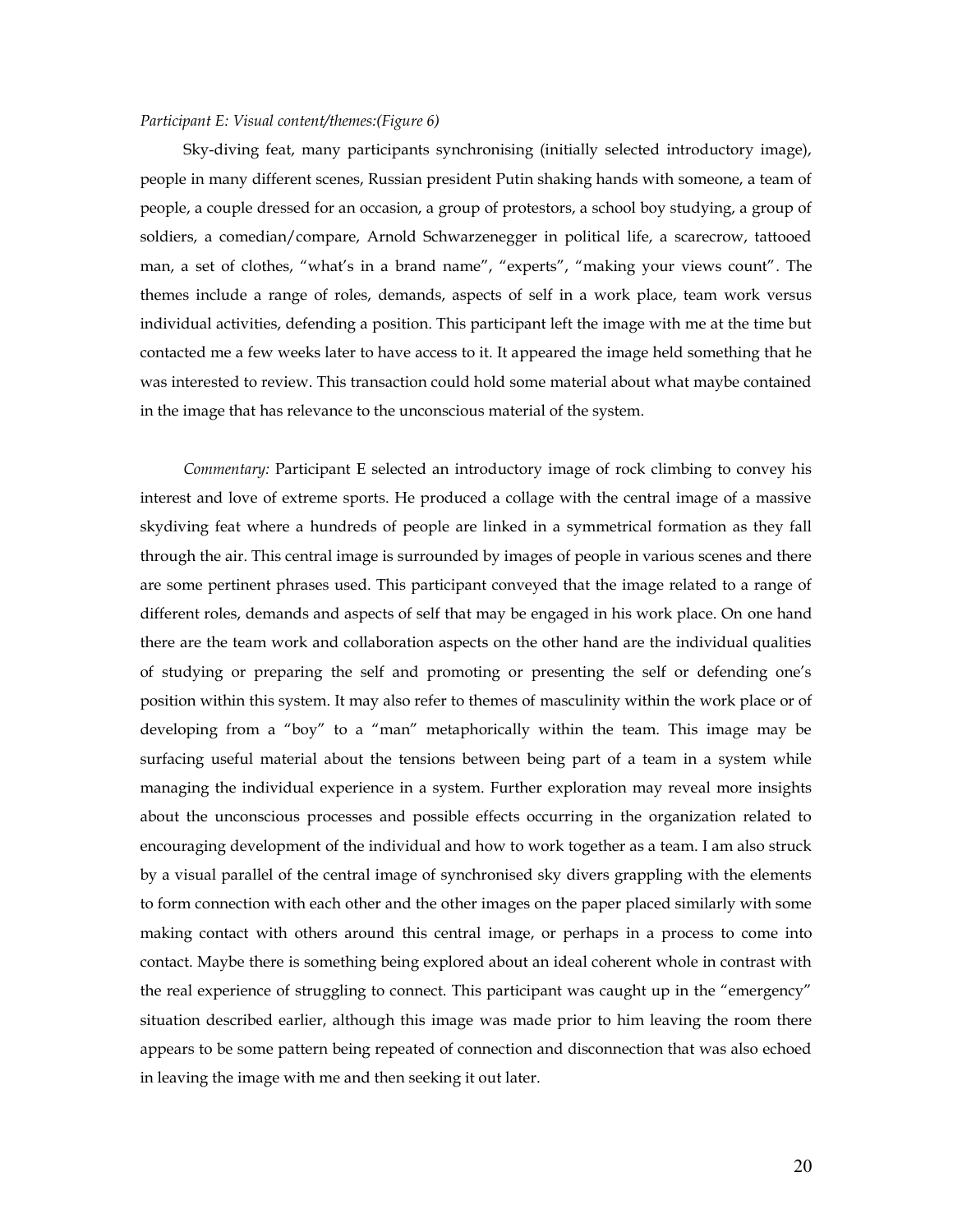*Participant E: Visual content/themes:(Figure 6)*

Sky-diving feat, many participants synchronising (initially selected introductory image), people in many different scenes, Russian president Putin shaking hands with someone, a team of people, a couple dressed for an occasion, a group of protestors, a school boy studying, a group of soldiers, a comedian/compare, Arnold Schwarzenegger in political life, a scarecrow, tattooed man, a set of clothes, "what's in a brand name", "experts", "making your views count". The themes include a range of roles, demands, aspects of self in a work place, team work versus individual activities, defending a position. This participant left the image with me at the time but contacted me a few weeks later to have access to it. It appeared the image held something that he was interested to review. This transaction could hold some material about what maybe contained in the image that has relevance to the unconscious material of the system.

*Commentary:* Participant E selected an introductory image of rock climbing to convey his interest and love of extreme sports. He produced a collage with the central image of a massive skydiving feat where a hundreds of people are linked in a symmetrical formation as they fall through the air. This central image is surrounded by images of people in various scenes and there are some pertinent phrases used. This participant conveyed that the image related to a range of different roles, demands and aspects of self that may be engaged in his work place. On one hand there are the team work and collaboration aspects on the other hand are the individual qualities of studying or preparing the self and promoting or presenting the self or defending one's position within this system. It may also refer to themes of masculinity within the work place or of developing from a "boy" to a "man" metaphorically within the team. This image may be surfacing useful material about the tensions between being part of a team in a system while managing the individual experience in a system. Further exploration may reveal more insights about the unconscious processes and possible effects occurring in the organization related to encouraging development of the individual and how to work together as a team. I am also struck by a visual parallel of the central image of synchronised sky divers grappling with the elements to form connection with each other and the other images on the paper placed similarly with some making contact with others around this central image, or perhaps in a process to come into contact. Maybe there is something being explored about an ideal coherent whole in contrast with the real experience of struggling to connect. This participant was caught up in the "emergency" situation described earlier, although this image was made prior to him leaving the room there appears to be some pattern being repeated of connection and disconnection that was also echoed in leaving the image with me and then seeking it out later.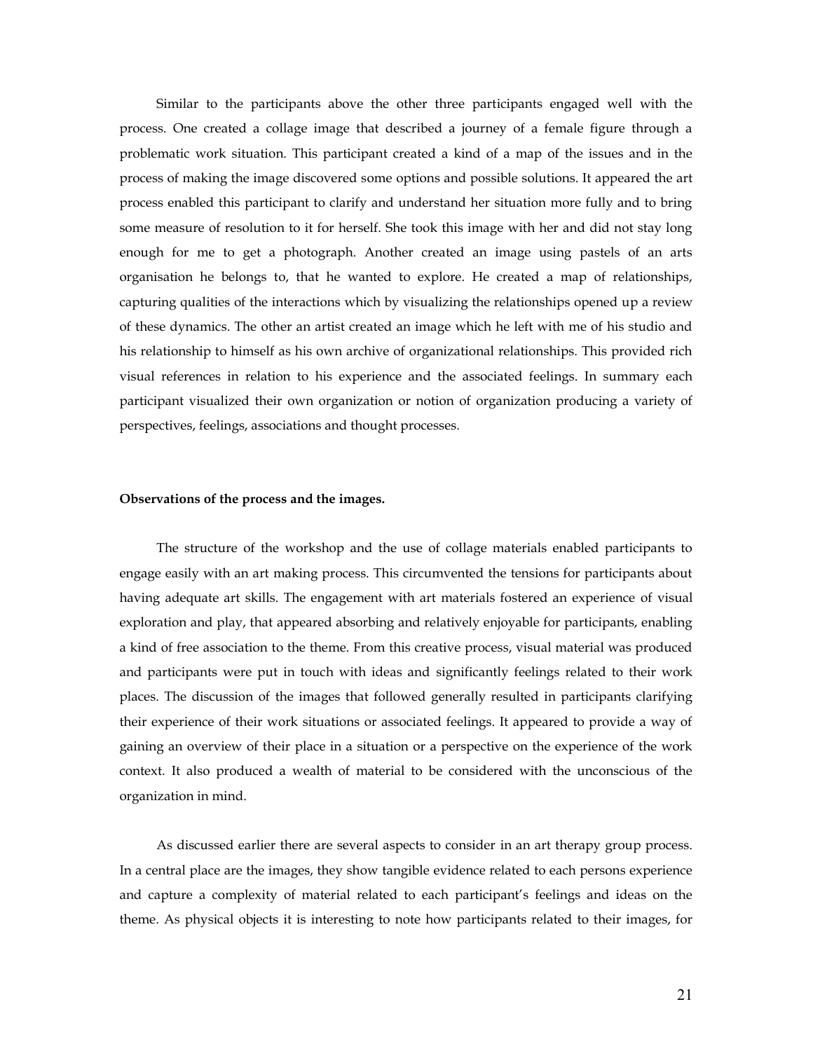Similar to the participants above the other three participants engaged well with the process. One created a collage image that described a journey of a female figure through a problematic work situation. This participant created a kind of a map of the issues and in the process of making the image discovered some options and possible solutions. It appeared the art process enabled this participant to clarify and understand her situation more fully and to bring some measure of resolution to it for herself. She took this image with her and did not stay long enough for me to get a photograph. Another created an image using pastels of an arts organisation he belongs to, that he wanted to explore. He created a map of relationships, capturing qualities of the interactions which by visualizing the relationships opened up a review of these dynamics. The other an artist created an image which he left with me of his studio and his relationship to himself as his own archive of organizational relationships. This provided rich visual references in relation to his experience and the associated feelings. In summary each participant visualized their own organization or notion of organization producing a variety of perspectives, feelings, associations and thought processes.

**Observations of the process and the images.**

The structure of the workshop and the use of collage materials enabled participants to engage easily with an art making process. This circumvented the tensions for participants about having adequate art skills. The engagement with art materials fostered an experience of visual exploration and play, that appeared absorbing and relatively enjoyable for participants, enabling a kind of free association to the theme. From this creative process, visual material was produced and participants were put in touch with ideas and significantly feelings related to their work places. The discussion of the images that followed generally resulted in participants clarifying their experience of their work situations or associated feelings. It appeared to provide a way of gaining an overview of their place in a situation or a perspective on the experience of the work context. It also produced a wealth of material to be considered with the unconscious of the organization in mind.

As discussed earlier there are several aspects to consider in an art therapy group process. In a central place are the images, they show tangible evidence related to each persons experience and capture a complexity of material related to each participant's feelings and ideas on the theme. As physical objects it is interesting to note how participants related to their images, for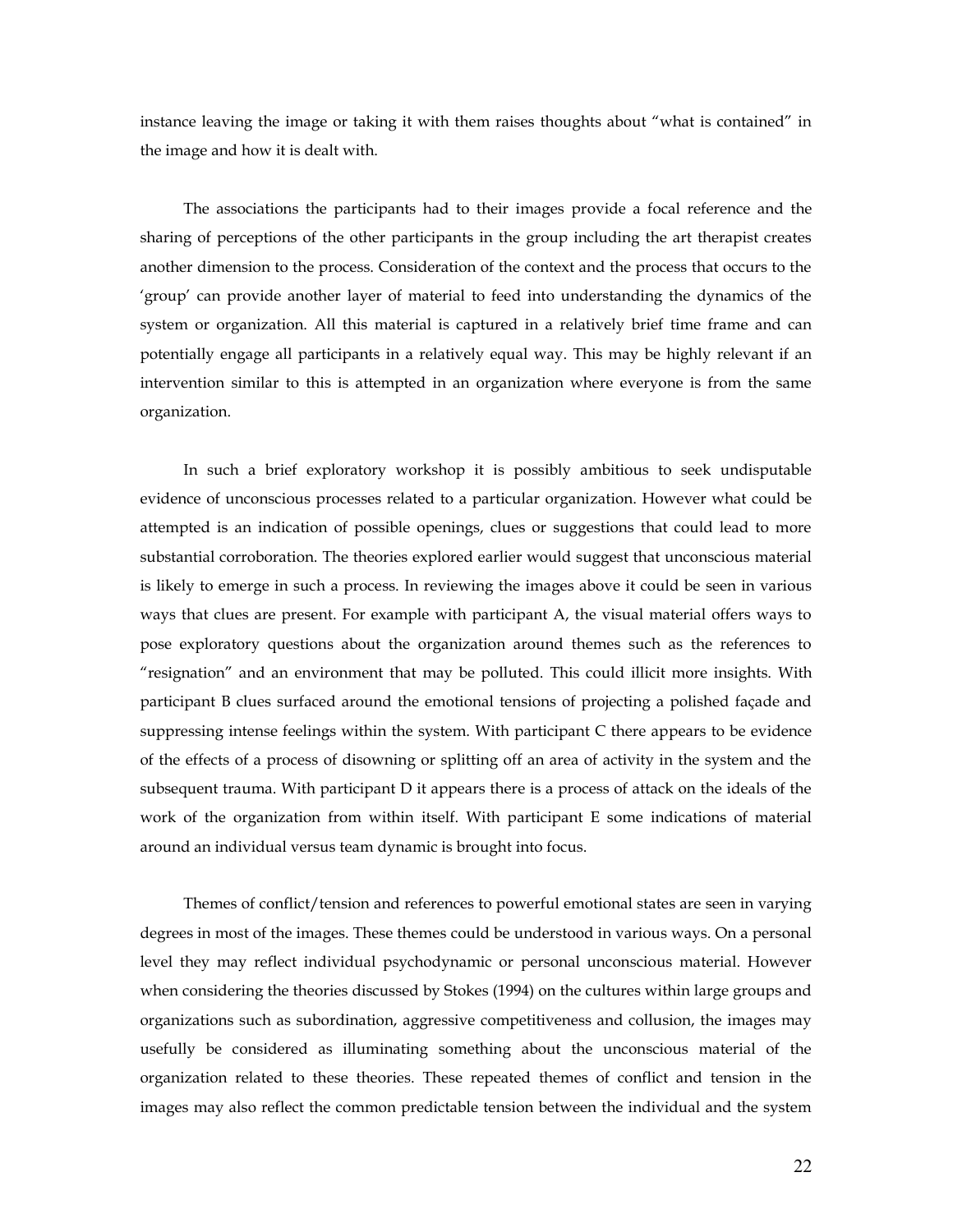instance leaving the image or taking it with them raises thoughts about "what is contained" in the image and how it is dealt with.

The associations the participants had to their images provide a focal reference and the sharing of perceptions of the other participants in the group including the art therapist creates another dimension to the process. Consideration of the context and the process that occurs to the 'group' can provide another layer of material to feed into understanding the dynamics of the system or organization. All this material is captured in a relatively brief time frame and can potentially engage all participants in a relatively equal way. This may be highly relevant if an intervention similar to this is attempted in an organization where everyone is from the same organization.

In such a brief exploratory workshop it is possibly ambitious to seek undisputable evidence of unconscious processes related to a particular organization. However what could be attempted is an indication of possible openings, clues or suggestions that could lead to more substantial corroboration. The theories explored earlier would suggest that unconscious material is likely to emerge in such a process. In reviewing the images above it could be seen in various ways that clues are present. For example with participant A, the visual material offers ways to pose exploratory questions about the organization around themes such as the references to "resignation" and an environment that may be polluted. This could illicit more insights. With participant B clues surfaced around the emotional tensions of projecting a polished façade and suppressing intense feelings within the system. With participant C there appears to be evidence of the effects of a process of disowning or splitting off an area of activity in the system and the subsequent trauma. With participant D it appears there is a process of attack on the ideals of the work of the organization from within itself. With participant E some indications of material around an individual versus team dynamic is brought into focus.

Themes of conflict/tension and references to powerful emotional states are seen in varying degrees in most of the images. These themes could be understood in various ways. On a personal level they may reflect individual psychodynamic or personal unconscious material. However when considering the theories discussed by Stokes (1994) on the cultures within large groups and organizations such as subordination, aggressive competitiveness and collusion, the images may usefully be considered as illuminating something about the unconscious material of the organization related to these theories. These repeated themes of conflict and tension in the images may also reflect the common predictable tension between the individual and the system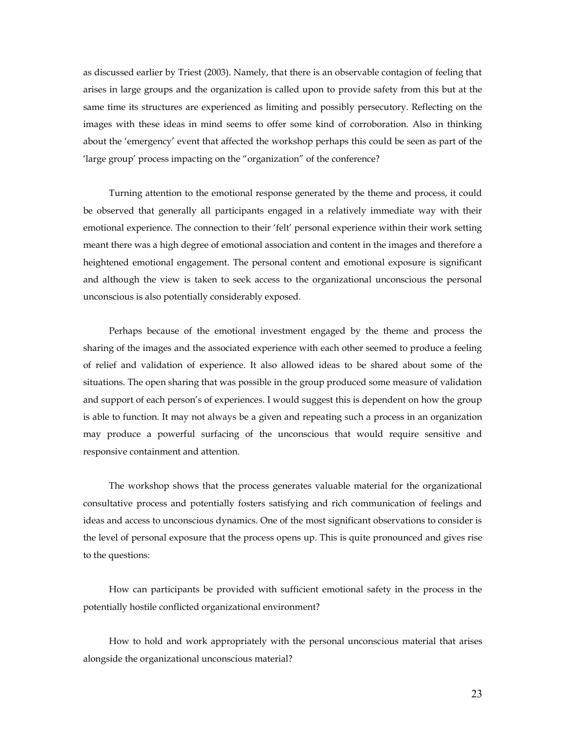as discussed earlier by Triest (2003). Namely, that there is an observable contagion of feeling that arises in large groups and the organization is called upon to provide safety from this but at the same time its structures are experienced as limiting and possibly persecutory. Reflecting on the images with these ideas in mind seems to offer some kind of corroboration. Also in thinking about the 'emergency' event that affected the workshop perhaps this could be seen as part of the 'large group' process impacting on the "organization" of the conference?

Turning attention to the emotional response generated by the theme and process, it could be observed that generally all participants engaged in a relatively immediate way with their emotional experience. The connection to their 'felt' personal experience within their work setting meant there was a high degree of emotional association and content in the images and therefore a heightened emotional engagement. The personal content and emotional exposure is significant and although the view is taken to seek access to the organizational unconscious the personal unconscious is also potentially considerably exposed.

Perhaps because of the emotional investment engaged by the theme and process the sharing of the images and the associated experience with each other seemed to produce a feeling of relief and validation of experience. It also allowed ideas to be shared about some of the situations. The open sharing that was possible in the group produced some measure of validation and support of each person's of experiences. I would suggest this is dependent on how the group is able to function. It may not always be a given and repeating such a process in an organization may produce a powerful surfacing of the unconscious that would require sensitive and responsive containment and attention.

The workshop shows that the process generates valuable material for the organizational consultative process and potentially fosters satisfying and rich communication of feelings and ideas and access to unconscious dynamics. One of the most significant observations to consider is the level of personal exposure that the process opens up. This is quite pronounced and gives rise to the questions:

How can participants be provided with sufficient emotional safety in the process in the potentially hostile conflicted organizational environment?

How to hold and work appropriately with the personal unconscious material that arises alongside the organizational unconscious material?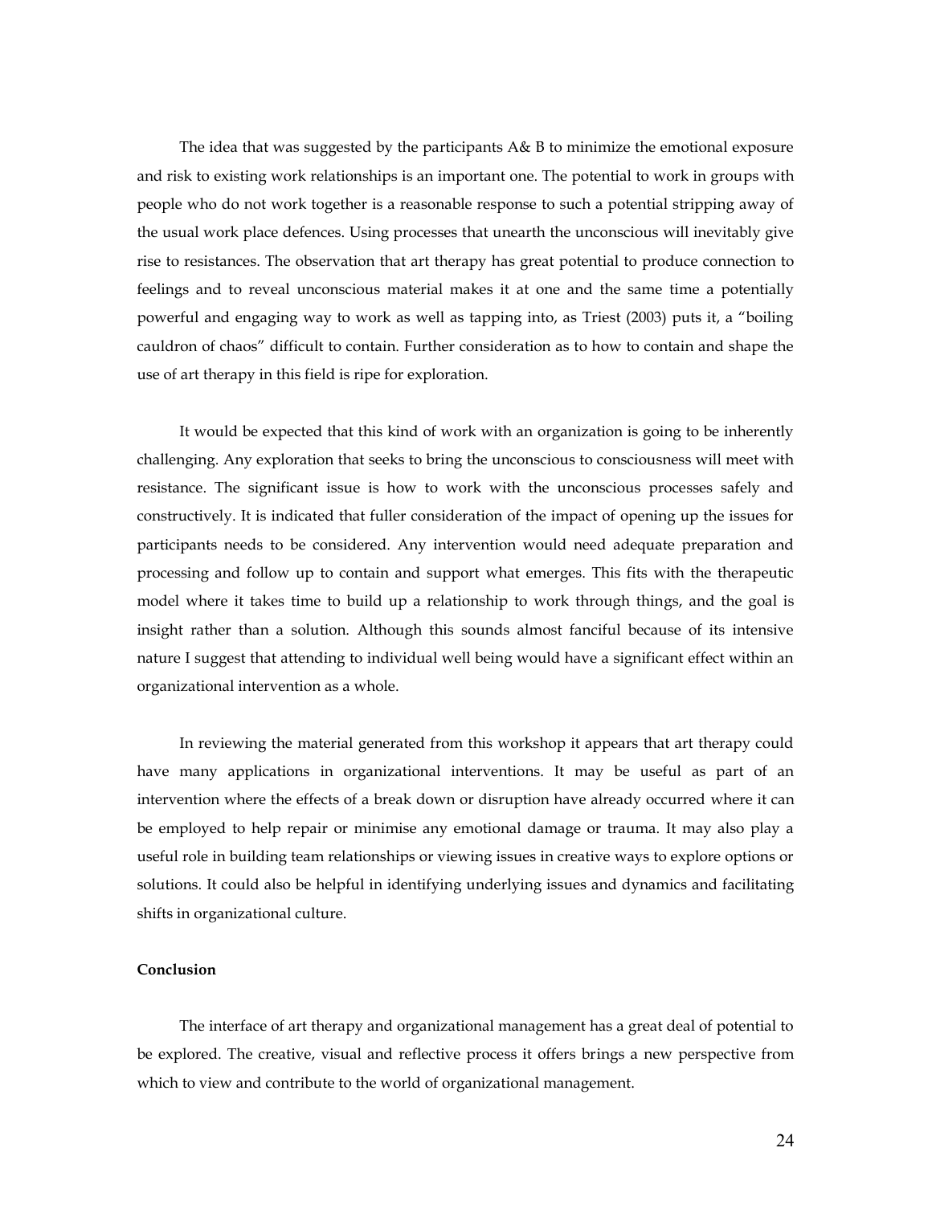The idea that was suggested by the participants A& B to minimize the emotional exposure and risk to existing work relationships is an important one. The potential to work in groups with people who do not work together is a reasonable response to such a potential stripping away of the usual work place defences. Using processes that unearth the unconscious will inevitably give rise to resistances. The observation that art therapy has great potential to produce connection to feelings and to reveal unconscious material makes it at one and the same time a potentially powerful and engaging way to work as well as tapping into, as Triest (2003) puts it, a "boiling cauldron of chaos" difficult to contain. Further consideration as to how to contain and shape the use of art therapy in this field is ripe for exploration.

It would be expected that this kind of work with an organization is going to be inherently challenging. Any exploration that seeks to bring the unconscious to consciousness will meet with resistance. The significant issue is how to work with the unconscious processes safely and constructively. It is indicated that fuller consideration of the impact of opening up the issues for participants needs to be considered. Any intervention would need adequate preparation and processing and follow up to contain and support what emerges. This fits with the therapeutic model where it takes time to build up a relationship to work through things, and the goal is insight rather than a solution. Although this sounds almost fanciful because of its intensive nature I suggest that attending to individual well being would have a significant effect within an organizational intervention as a whole.

In reviewing the material generated from this workshop it appears that art therapy could have many applications in organizational interventions. It may be useful as part of an intervention where the effects of a break down or disruption have already occurred where it can be employed to help repair or minimise any emotional damage or trauma. It may also play a useful role in building team relationships or viewing issues in creative ways to explore options or solutions. It could also be helpful in identifying underlying issues and dynamics and facilitating shifts in organizational culture.

**Conclusion**

The interface of art therapy and organizational management has a great deal of potential to be explored. The creative, visual and reflective process it offers brings a new perspective from which to view and contribute to the world of organizational management.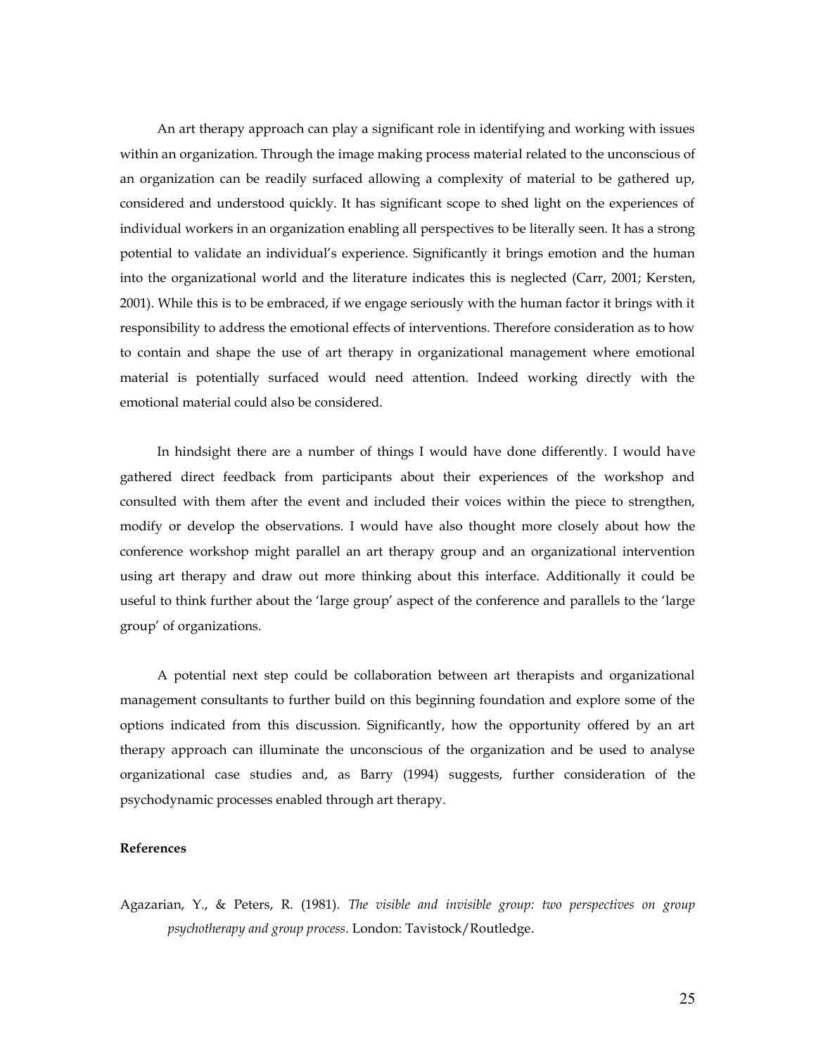An art therapy approach can play a significant role in identifying and working with issues within an organization. Through the image making process material related to the unconscious of an organization can be readily surfaced allowing a complexity of material to be gathered up, considered and understood quickly. It has significant scope to shed light on the experiences of individual workers in an organization enabling all perspectives to be literally seen. It has a strong potential to validate an individual's experience. Significantly it brings emotion and the human into the organizational world and the literature indicates this is neglected (Carr, 2001; Kersten, 2001). While this is to be embraced, if we engage seriously with the human factor it brings with it responsibility to address the emotional effects of interventions. Therefore consideration as to how to contain and shape the use of art therapy in organizational management where emotional material is potentially surfaced would need attention. Indeed working directly with the emotional material could also be considered.

In hindsight there are a number of things I would have done differently. I would have gathered direct feedback from participants about their experiences of the workshop and consulted with them after the event and included their voices within the piece to strengthen, modify or develop the observations. I would have also thought more closely about how the conference workshop might parallel an art therapy group and an organizational intervention using art therapy and draw out more thinking about this interface. Additionally it could be useful to think further about the 'large group' aspect of the conference and parallels to the 'large group' of organizations.

A potential next step could be collaboration between art therapists and organizational management consultants to further build on this beginning foundation and explore some of the options indicated from this discussion. Significantly, how the opportunity offered by an art therapy approach can illuminate the unconscious of the organization and be used to analyse organizational case studies and, as Barry (1994) suggests, further consideration of the psychodynamic processes enabled through art therapy.

**References**

Agazarian, Y., & Peters, R. (1981). *The visible and invisible group: two perspectives on group psychotherapy and group process*. London: Tavistock/Routledge.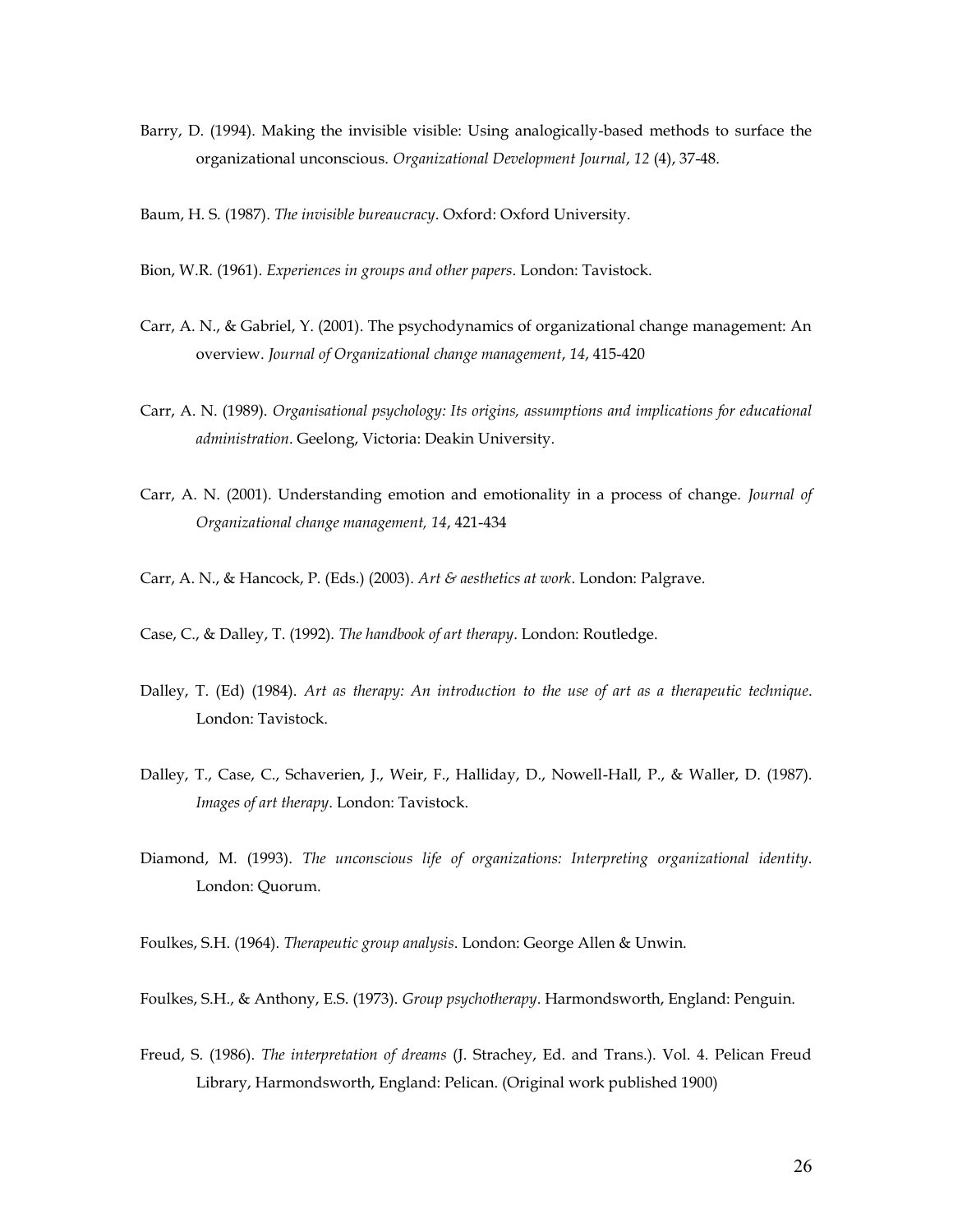Barry, D. (1994). Making the invisible visible: Using analogically-based methods to surface the organizational unconscious. *Organizational Development Journal*, *12* (4), 37-48.

Baum, H. S. (1987). *The invisible bureaucracy*. Oxford: Oxford University.

Bion, W.R. (1961). *Experiences in groups and other papers*. London: Tavistock.

Carr, A. N., & Gabriel, Y. (2001). The psychodynamics of organizational change management: An overview. *Journal of Organizational change management*, *14*, 415-420

Carr, A. N. (1989). *Organisational psychology: Its origins, assumptions and implications for educational administration*. Geelong, Victoria: Deakin University.

Carr, A. N. (2001). Understanding emotion and emotionality in a process of change. *Journal of Organizational change management, 14*, 421-434

Carr, A. N., & Hancock, P. (Eds.) (2003). *Art & aesthetics at work*. London: Palgrave.

Case, C., & Dalley, T. (1992). *The handbook of art therapy*. London: Routledge.

Dalley, T. (Ed) (1984). *Art as therapy: An introduction to the use of art as a therapeutic technique*. London: Tavistock.

Dalley, T., Case, C., Schaverien, J., Weir, F., Halliday, D., Nowell-Hall, P., & Waller, D. (1987). *Images of art therapy*. London: Tavistock.

Diamond, M. (1993). *The unconscious life of organizations: Interpreting organizational identity*. London: Quorum.

Foulkes, S.H. (1964). *Therapeutic group analysis*. London: George Allen & Unwin.

Foulkes, S.H., & Anthony, E.S. (1973). *Group psychotherapy*. Harmondsworth, England: Penguin.

Freud, S. (1986). *The interpretation of dreams* (J. Strachey, Ed. and Trans.). Vol. 4. Pelican Freud Library, Harmondsworth, England: Pelican. (Original work published 1900)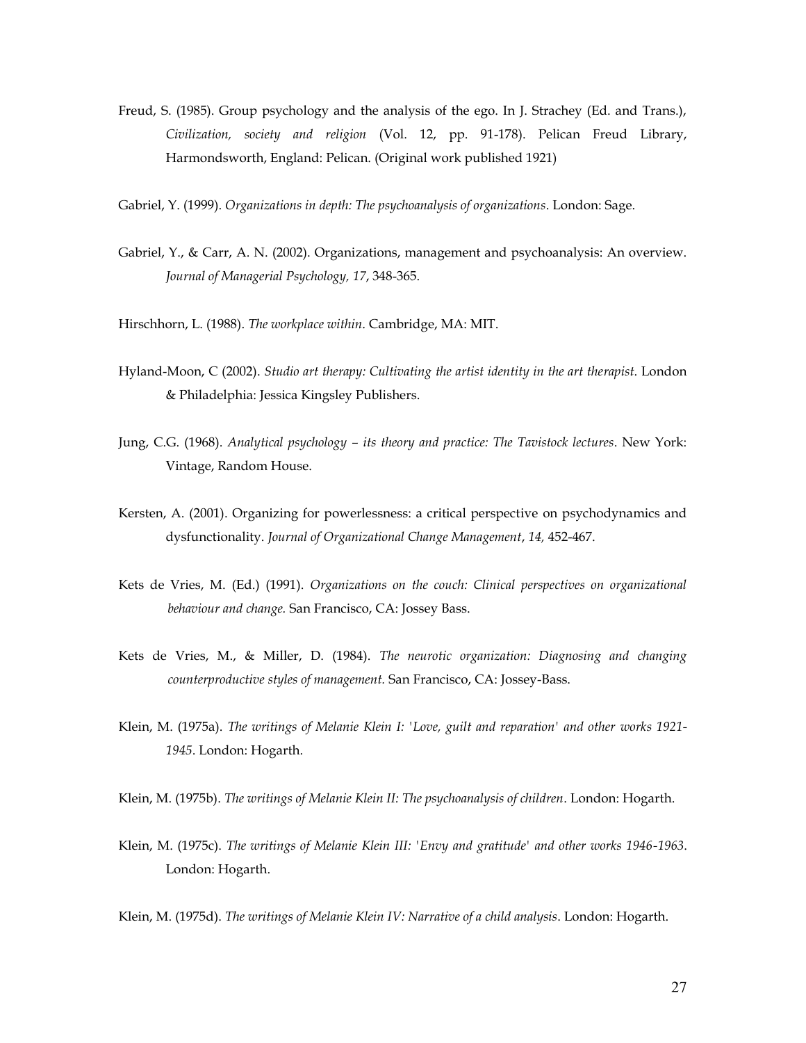Freud, S. (1985). Group psychology and the analysis of the ego. In J. Strachey (Ed. and Trans.), *Civilization, society and religion* (Vol. 12, pp. 91-178). Pelican Freud Library, Harmondsworth, England: Pelican. (Original work published 1921)

Gabriel, Y. (1999). *Organizations in depth: The psychoanalysis of organizations*. London: Sage.

Gabriel, Y., & Carr, A. N. (2002). Organizations, management and psychoanalysis: An overview. *Journal of Managerial Psychology, 17*, 348-365.

Hirschhorn, L. (1988). *The workplace within*. Cambridge, MA: MIT.

Hyland-Moon, C (2002). *Studio art therapy: Cultivating the artist identity in the art therapist*. London & Philadelphia: Jessica Kingsley Publishers.

Jung, C.G. (1968). *Analytical psychology – its theory and practice: The Tavistock lectures*. New York: Vintage, Random House.

Kersten, A. (2001). Organizing for powerlessness: a critical perspective on psychodynamics and dysfunctionality. *Journal of Organizational Change Management*, *14,* 452-467.

Kets de Vries, M. (Ed.) (1991). *Organizations on the couch: Clinical perspectives on organizational behaviour and change.* San Francisco, CA: Jossey Bass.

Kets de Vries, M., & Miller, D. (1984). *The neurotic organization: Diagnosing and changing counterproductive styles of management.* San Francisco, CA: Jossey-Bass.

Klein, M. (1975a). *The writings of Melanie Klein I: 'Love, guilt and reparation' and other works 1921-1945*. London: Hogarth.

Klein, M. (1975b). *The writings of Melanie Klein II: The psychoanalysis of children*. London: Hogarth.

Klein, M. (1975c). *The writings of Melanie Klein III: 'Envy and gratitude' and other works 1946-1963*. London: Hogarth.

Klein, M. (1975d). *The writings of Melanie Klein IV: Narrative of a child analysis*. London: Hogarth.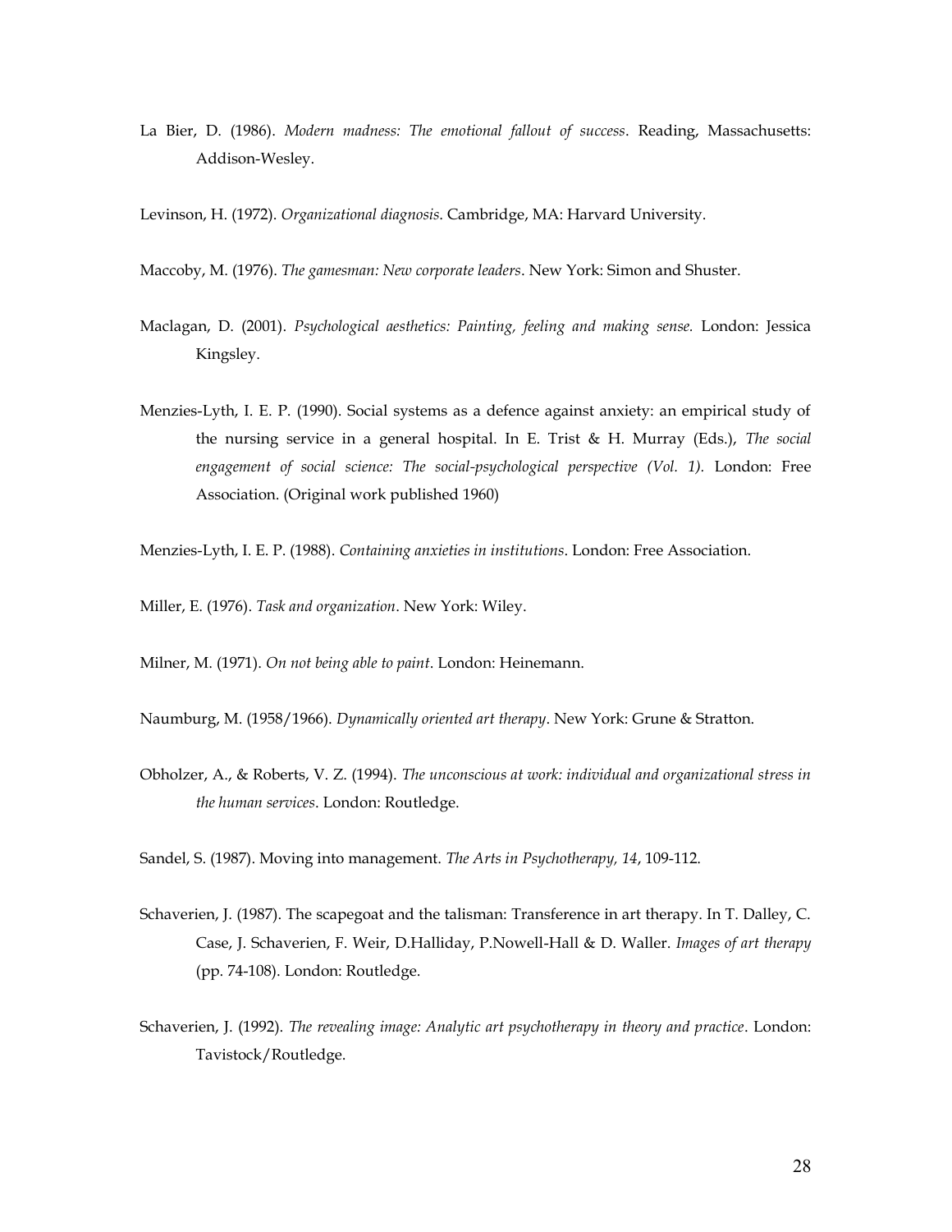La Bier, D. (1986). *Modern madness: The emotional fallout of success*. Reading, Massachusetts: Addison-Wesley.

Levinson, H. (1972). *Organizational diagnosis*. Cambridge, MA: Harvard University.

Maccoby, M. (1976). *The gamesman: New corporate leaders*. New York: Simon and Shuster.

Maclagan, D. (2001). *Psychological aesthetics: Painting, feeling and making sense.* London: Jessica Kingsley.

Menzies-Lyth, I. E. P. (1990). Social systems as a defence against anxiety: an empirical study of the nursing service in a general hospital. In E. Trist & H. Murray (Eds.), *The social engagement of social science: The social-psychological perspective (Vol. 1).* London: Free Association. (Original work published 1960)

Menzies-Lyth, I. E. P. (1988). *Containing anxieties in institutions*. London: Free Association.

Miller, E. (1976). *Task and organization*. New York: Wiley.

Milner, M. (1971). *On not being able to paint*. London: Heinemann.

Naumburg, M. (1958/1966). *Dynamically oriented art therapy*. New York: Grune & Stratton.

Obholzer, A., & Roberts, V. Z. (1994). *The unconscious at work: individual and organizational stress in the human services*. London: Routledge.

Sandel, S. (1987). Moving into management. *The Arts in Psychotherapy, 14*, 109-112.

Schaverien, J. (1987). The scapegoat and the talisman: Transference in art therapy. In T. Dalley, C. Case, J. Schaverien, F. Weir, D.Halliday, P.Nowell-Hall & D. Waller. *Images of art therapy* (pp. 74-108). London: Routledge.

Schaverien, J. (1992). *The revealing image: Analytic art psychotherapy in theory and practice*. London: Tavistock/Routledge.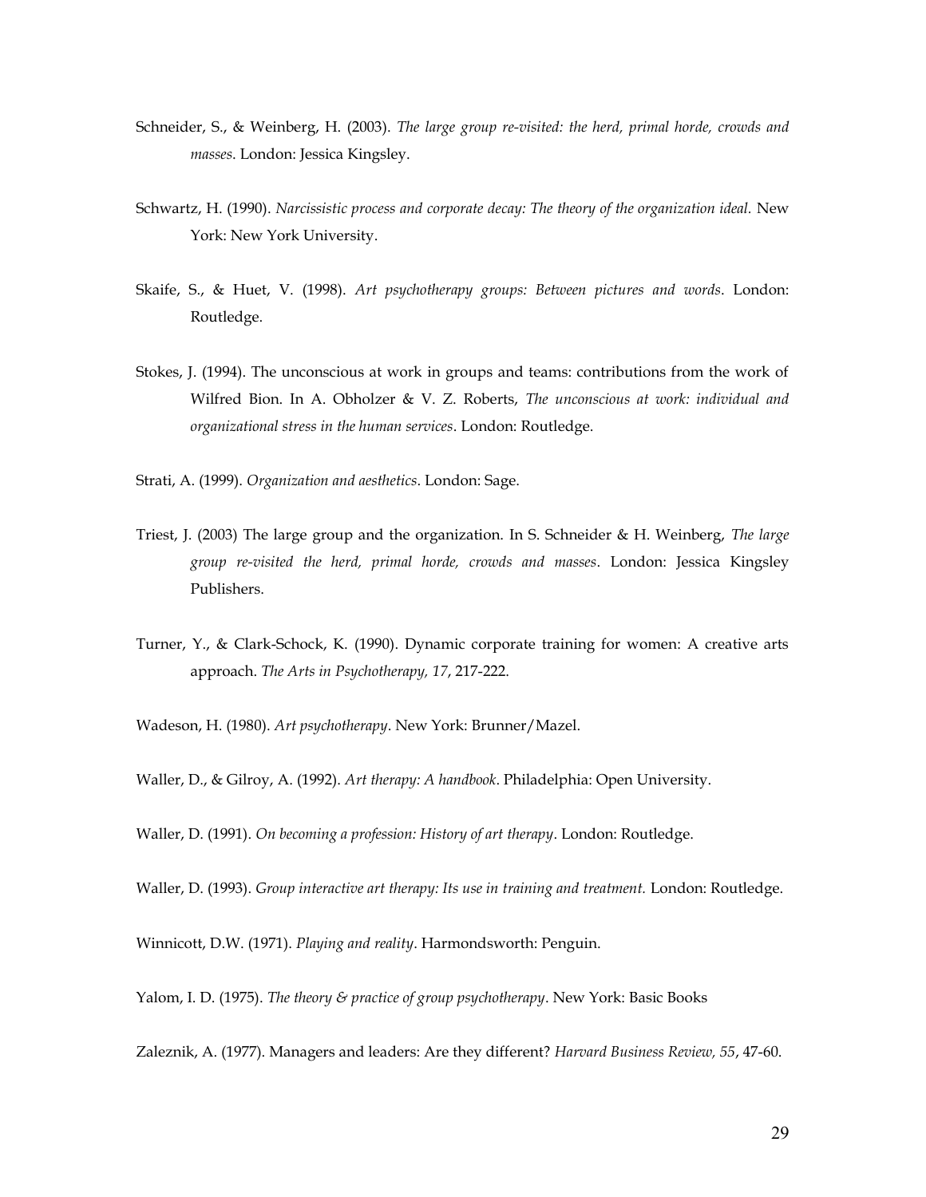Schneider, S., & Weinberg, H. (2003). *The large group re-visited: the herd, primal horde, crowds and masses*. London: Jessica Kingsley.

Schwartz, H. (1990). *Narcissistic process and corporate decay: The theory of the organization ideal.* New York: New York University.

Skaife, S., & Huet, V. (1998). *Art psychotherapy groups: Between pictures and words*. London: Routledge.

Stokes, J. (1994). The unconscious at work in groups and teams: contributions from the work of Wilfred Bion. In A. Obholzer & V. Z. Roberts, *The unconscious at work: individual and organizational stress in the human services*. London: Routledge.

Strati, A. (1999). *Organization and aesthetics*. London: Sage.

Triest, J. (2003) The large group and the organization. In S. Schneider & H. Weinberg, *The large group re-visited the herd, primal horde, crowds and masses*. London: Jessica Kingsley Publishers.

Turner, Y., & Clark-Schock, K. (1990). Dynamic corporate training for women: A creative arts approach. *The Arts in Psychotherapy, 17*, 217-222.

Wadeson, H. (1980). *Art psychotherapy*. New York: Brunner/Mazel.

Waller, D., & Gilroy, A. (1992). *Art therapy: A handbook*. Philadelphia: Open University.

Waller, D. (1991). *On becoming a profession: History of art therapy*. London: Routledge.

Waller, D. (1993). *Group interactive art therapy: Its use in training and treatment.* London: Routledge.

Winnicott, D.W. (1971). *Playing and reality*. Harmondsworth: Penguin.

Yalom, I. D. (1975). *The theory & practice of group psychotherapy*. New York: Basic Books

Zaleznik, A. (1977). Managers and leaders: Are they different? *Harvard Business Review, 55*, 47-60.